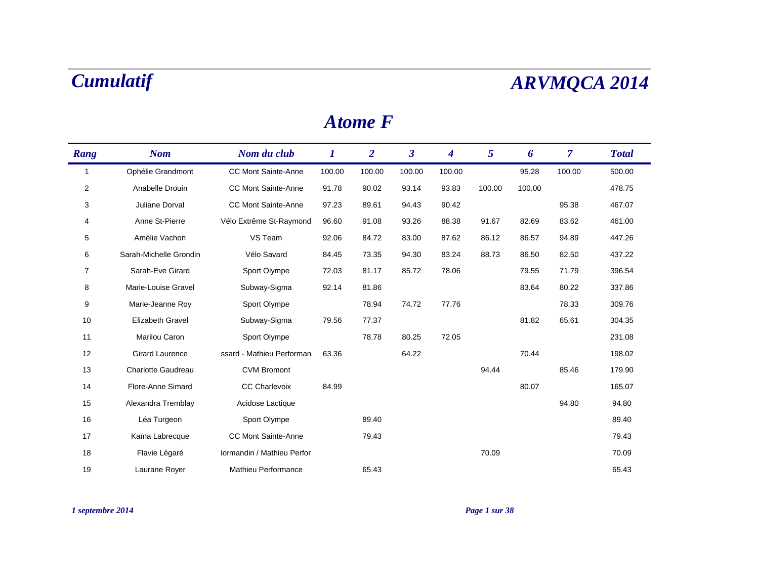# Cumulatif

# ARVMQCA 2014

## Atome F

| Rang | Nom | Nom du club | 1 | 2 | 3 | 4 | 5 | 6 | 7 | Total |
|---|---|---|---|---|---|---|---|---|---|---|
| 1 | Ophélie Grandmont | CC Mont Sainte-Anne | 100.00 | 100.00 | 100.00 | 100.00 | | 95.28 | 100.00 | 500.00 |
| 2 | Anabelle Drouin | CC Mont Sainte-Anne | 91.78 | 90.02 | 93.14 | 93.83 | 100.00 | 100.00 | | 478.75 |
| 3 | Juliane Dorval | CC Mont Sainte-Anne | 97.23 | 89.61 | 94.43 | 90.42 | | | 95.38 | 467.07 |
| 4 | Anne St-Pierre | Vélo Extrême St-Raymond | 96.60 | 91.08 | 93.26 | 88.38 | 91.67 | 82.69 | 83.62 | 461.00 |
| 5 | Amélie Vachon | VS Team | 92.06 | 84.72 | 83.00 | 87.62 | 86.12 | 86.57 | 94.89 | 447.26 |
| 6 | Sarah-Michelle Grondin | Vélo Savard | 84.45 | 73.35 | 94.30 | 83.24 | 88.73 | 86.50 | 82.50 | 437.22 |
| 7 | Sarah-Eve Girard | Sport Olympe | 72.03 | 81.17 | 85.72 | 78.06 | | 79.55 | 71.79 | 396.54 |
| 8 | Marie-Louise Gravel | Subway-Sigma | 92.14 | 81.86 | | | | 83.64 | 80.22 | 337.86 |
| 9 | Marie-Jeanne Roy | Sport Olympe | | 78.94 | 74.72 | 77.76 | | | 78.33 | 309.76 |
| 10 | Elizabeth Gravel | Subway-Sigma | 79.56 | 77.37 | | | | 81.82 | 65.61 | 304.35 |
| 11 | Marilou Caron | Sport Olympe | | 78.78 | 80.25 | 72.05 | | | | 231.08 |
| 12 | Girard Laurence | ssard - Mathieu Performan | 63.36 | | 64.22 | | | 70.44 | | 198.02 |
| 13 | Charlotte Gaudreau | CVM Bromont | | | | | 94.44 | | 85.46 | 179.90 |
| 14 | Flore-Anne Simard | CC Charlevoix | 84.99 | | | | | 80.07 | | 165.07 |
| 15 | Alexandra Tremblay | Acidose Lactique | | | | | | | 94.80 | 94.80 |
| 16 | Léa Turgeon | Sport Olympe | | 89.40 | | | | | | 89.40 |
| 17 | Kaïna Labrecque | CC Mont Sainte-Anne | | 79.43 | | | | | | 79.43 |
| 18 | Flavie Légaré | Iormandin / Mathieu Perfor | | | | | 70.09 | | | 70.09 |
| 19 | Laurane Royer | Mathieu Performance | | 65.43 | | | | | | 65.43 |

*1 septembre 2014*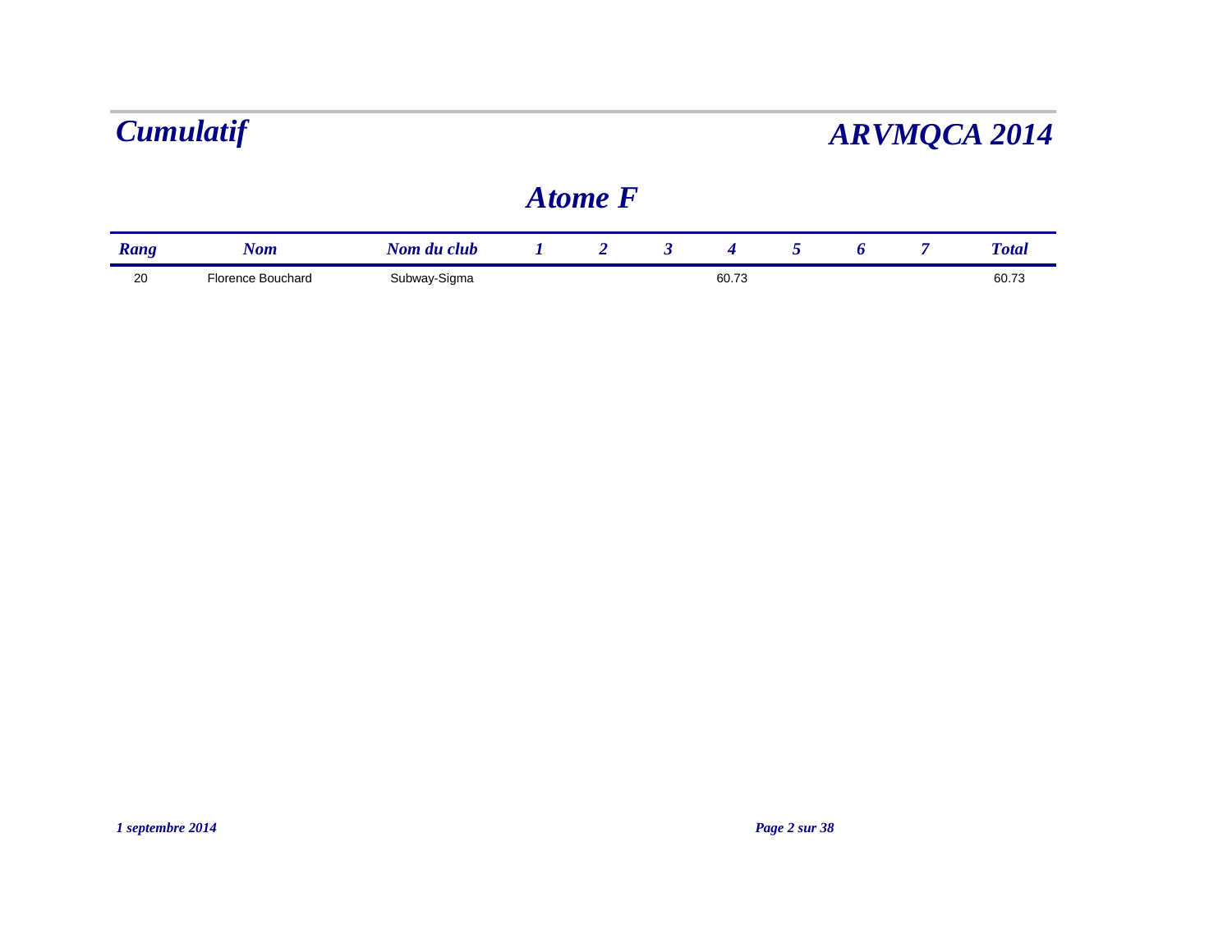# Cumulatif

# ARVMQCA 2014

## Atome F

| Rang | Nom | Nom du club | 1 | 2 | 3 | 4 | 5 | 6 | 7 | Total |
|---|---|---|---|---|---|---|---|---|---|---|
| 20 | Florence Bouchard | Subway-Sigma | | | | 60.73 | | | | 60.73 |

*1 septembre 2014*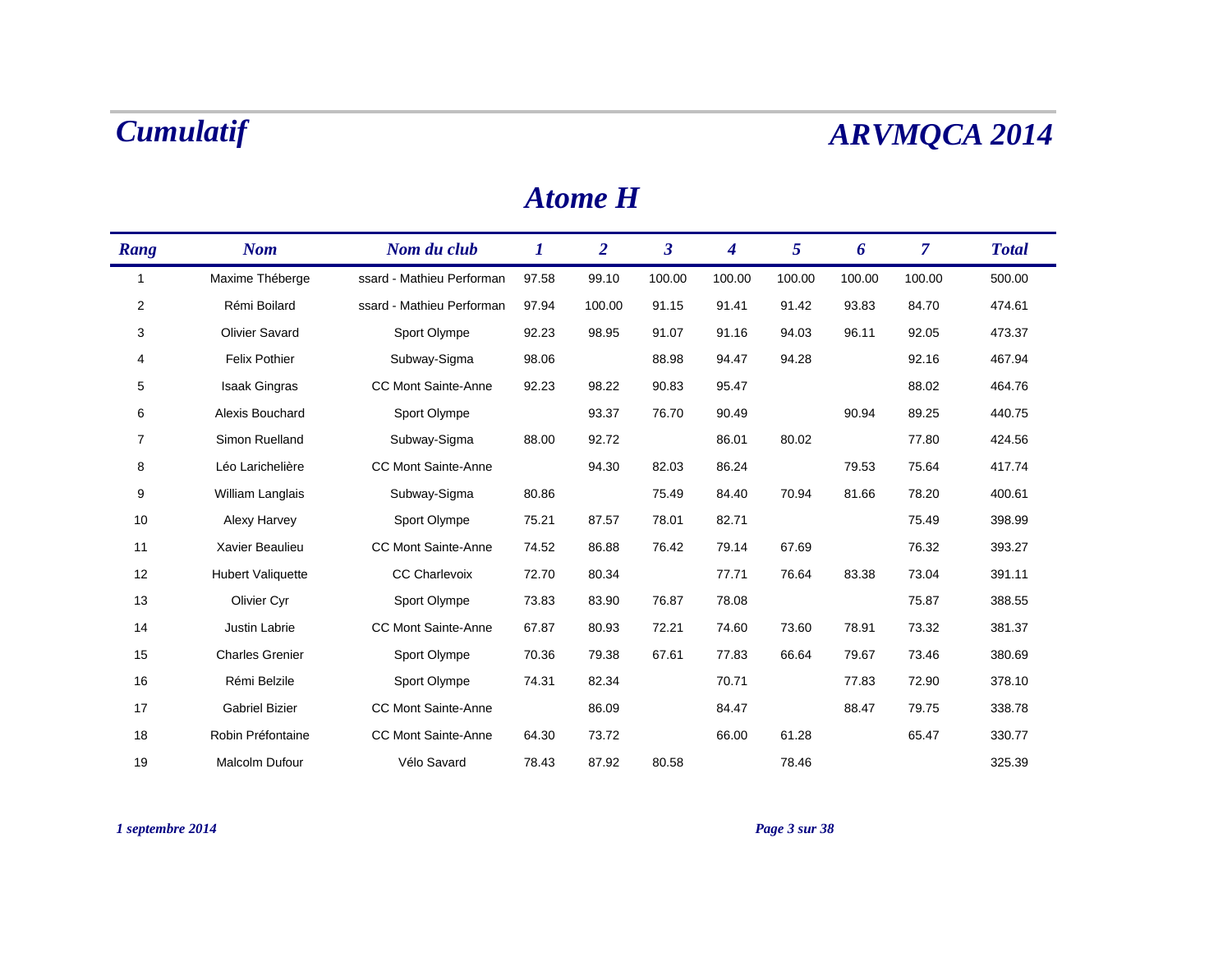# Cumulatif

# ARVMQCA 2014

## Atome H

| Rang | Nom | Nom du club | 1 | 2 | 3 | 4 | 5 | 6 | 7 | Total |
|---|---|---|---|---|---|---|---|---|---|---|
| 1 | Maxime Théberge | ssard - Mathieu Performan | 97.58 | 99.10 | 100.00 | 100.00 | 100.00 | 100.00 | 100.00 | 500.00 |
| 2 | Rémi Boilard | ssard - Mathieu Performan | 97.94 | 100.00 | 91.15 | 91.41 | 91.42 | 93.83 | 84.70 | 474.61 |
| 3 | Olivier Savard | Sport Olympe | 92.23 | 98.95 | 91.07 | 91.16 | 94.03 | 96.11 | 92.05 | 473.37 |
| 4 | Felix Pothier | Subway-Sigma | 98.06 | | 88.98 | 94.47 | 94.28 | | 92.16 | 467.94 |
| 5 | Isaak Gingras | CC Mont Sainte-Anne | 92.23 | 98.22 | 90.83 | 95.47 | | | 88.02 | 464.76 |
| 6 | Alexis Bouchard | Sport Olympe | | 93.37 | 76.70 | 90.49 | | 90.94 | 89.25 | 440.75 |
| 7 | Simon Ruelland | Subway-Sigma | 88.00 | 92.72 | | 86.01 | 80.02 | | 77.80 | 424.56 |
| 8 | Léo Larichelière | CC Mont Sainte-Anne | | 94.30 | 82.03 | 86.24 | | 79.53 | 75.64 | 417.74 |
| 9 | William Langlais | Subway-Sigma | 80.86 | | 75.49 | 84.40 | 70.94 | 81.66 | 78.20 | 400.61 |
| 10 | Alexy Harvey | Sport Olympe | 75.21 | 87.57 | 78.01 | 82.71 | | | 75.49 | 398.99 |
| 11 | Xavier Beaulieu | CC Mont Sainte-Anne | 74.52 | 86.88 | 76.42 | 79.14 | 67.69 | | 76.32 | 393.27 |
| 12 | Hubert Valiquette | CC Charlevoix | 72.70 | 80.34 | | 77.71 | 76.64 | 83.38 | 73.04 | 391.11 |
| 13 | Olivier Cyr | Sport Olympe | 73.83 | 83.90 | 76.87 | 78.08 | | | 75.87 | 388.55 |
| 14 | Justin Labrie | CC Mont Sainte-Anne | 67.87 | 80.93 | 72.21 | 74.60 | 73.60 | 78.91 | 73.32 | 381.37 |
| 15 | Charles Grenier | Sport Olympe | 70.36 | 79.38 | 67.61 | 77.83 | 66.64 | 79.67 | 73.46 | 380.69 |
| 16 | Rémi Belzile | Sport Olympe | 74.31 | 82.34 | | 70.71 | | 77.83 | 72.90 | 378.10 |
| 17 | Gabriel Bizier | CC Mont Sainte-Anne | | 86.09 | | 84.47 | | 88.47 | 79.75 | 338.78 |
| 18 | Robin Préfontaine | CC Mont Sainte-Anne | 64.30 | 73.72 | | 66.00 | 61.28 | | 65.47 | 330.77 |
| 19 | Malcolm Dufour | Vélo Savard | 78.43 | 87.92 | 80.58 | | 78.46 | | | 325.39 |

*1 septembre 2014*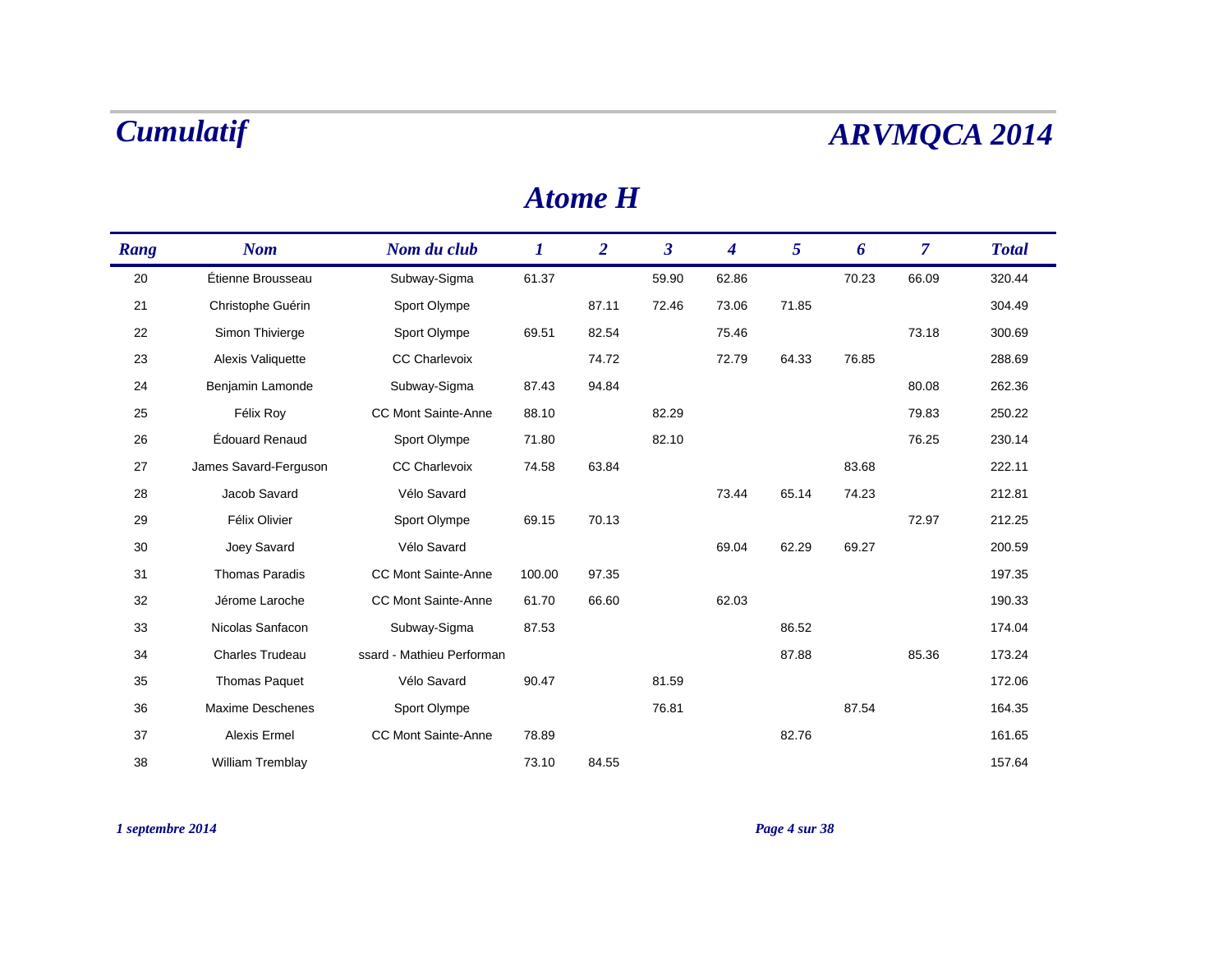# Cumulatif

# ARVMQCA 2014

## Atome H

| Rang | Nom | Nom du club | 1 | 2 | 3 | 4 | 5 | 6 | 7 | Total |
|---|---|---|---|---|---|---|---|---|---|---|
| 20 | Étienne Brousseau | Subway-Sigma | 61.37 | | 59.90 | 62.86 | | 70.23 | 66.09 | 320.44 |
| 21 | Christophe Guérin | Sport Olympe | | 87.11 | 72.46 | 73.06 | 71.85 | | | 304.49 |
| 22 | Simon Thivierge | Sport Olympe | 69.51 | 82.54 | | 75.46 | | | 73.18 | 300.69 |
| 23 | Alexis Valiquette | CC Charlevoix | | 74.72 | | 72.79 | 64.33 | 76.85 | | 288.69 |
| 24 | Benjamin Lamonde | Subway-Sigma | 87.43 | 94.84 | | | | | 80.08 | 262.36 |
| 25 | Félix Roy | CC Mont Sainte-Anne | 88.10 | | 82.29 | | | | 79.83 | 250.22 |
| 26 | Édouard Renaud | Sport Olympe | 71.80 | | 82.10 | | | | 76.25 | 230.14 |
| 27 | James Savard-Ferguson | CC Charlevoix | 74.58 | 63.84 | | | | 83.68 | | 222.11 |
| 28 | Jacob Savard | Vélo Savard | | | | 73.44 | 65.14 | 74.23 | | 212.81 |
| 29 | Félix Olivier | Sport Olympe | 69.15 | 70.13 | | | | | 72.97 | 212.25 |
| 30 | Joey Savard | Vélo Savard | | | | 69.04 | 62.29 | 69.27 | | 200.59 |
| 31 | Thomas Paradis | CC Mont Sainte-Anne | 100.00 | 97.35 | | | | | | 197.35 |
| 32 | Jérome Laroche | CC Mont Sainte-Anne | 61.70 | 66.60 | | 62.03 | | | | 190.33 |
| 33 | Nicolas Sanfacon | Subway-Sigma | 87.53 | | | | 86.52 | | | 174.04 |
| 34 | Charles Trudeau | ssard - Mathieu Performan | | | | | 87.88 | | 85.36 | 173.24 |
| 35 | Thomas Paquet | Vélo Savard | 90.47 | | 81.59 | | | | | 172.06 |
| 36 | Maxime Deschenes | Sport Olympe | | | 76.81 | | | 87.54 | | 164.35 |
| 37 | Alexis Ermel | CC Mont Sainte-Anne | 78.89 | | | | 82.76 | | | 161.65 |
| 38 | William Tremblay | | 73.10 | 84.55 | | | | | | 157.64 |

*1 septembre 2014*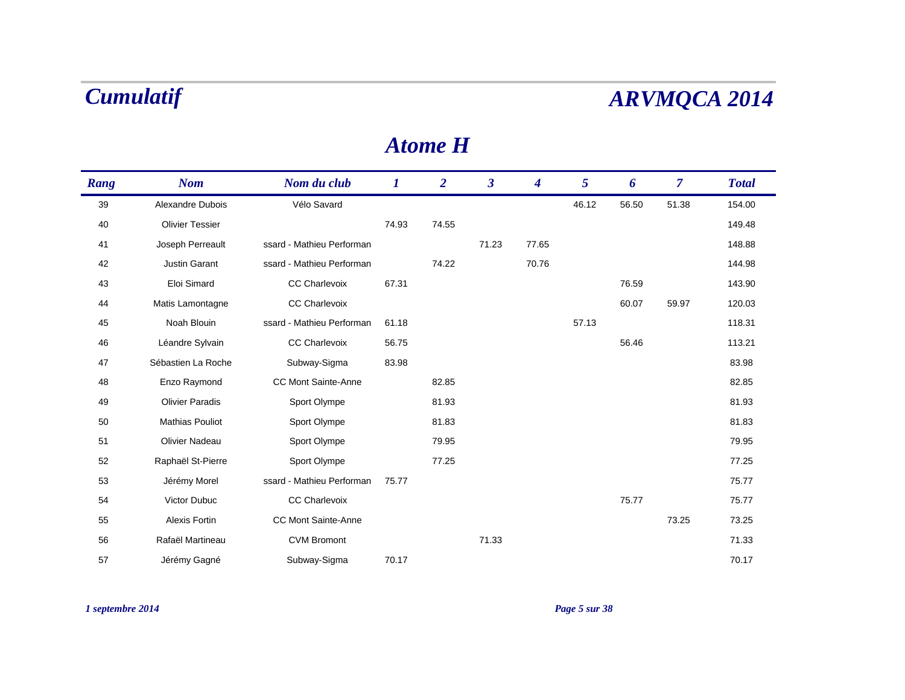# Cumulatif

# ARVMQCA 2014

## Atome H

| Rang | Nom | Nom du club | 1 | 2 | 3 | 4 | 5 | 6 | 7 | Total |
|---|---|---|---|---|---|---|---|---|---|---|
| 39 | Alexandre Dubois | Vélo Savard | | | | | 46.12 | 56.50 | 51.38 | 154.00 |
| 40 | Olivier Tessier | | 74.93 | 74.55 | | | | | | 149.48 |
| 41 | Joseph Perreault | ssard - Mathieu Performan | | | 71.23 | 77.65 | | | | 148.88 |
| 42 | Justin Garant | ssard - Mathieu Performan | | 74.22 | | 70.76 | | | | 144.98 |
| 43 | Eloi Simard | CC Charlevoix | 67.31 | | | | | 76.59 | | 143.90 |
| 44 | Matis Lamontagne | CC Charlevoix | | | | | | 60.07 | 59.97 | 120.03 |
| 45 | Noah Blouin | ssard - Mathieu Performan | 61.18 | | | | 57.13 | | | 118.31 |
| 46 | Léandre Sylvain | CC Charlevoix | 56.75 | | | | | 56.46 | | 113.21 |
| 47 | Sébastien La Roche | Subway-Sigma | 83.98 | | | | | | | 83.98 |
| 48 | Enzo Raymond | CC Mont Sainte-Anne | | 82.85 | | | | | | 82.85 |
| 49 | Olivier Paradis | Sport Olympe | | 81.93 | | | | | | 81.93 |
| 50 | Mathias Pouliot | Sport Olympe | | 81.83 | | | | | | 81.83 |
| 51 | Olivier Nadeau | Sport Olympe | | 79.95 | | | | | | 79.95 |
| 52 | Raphaël St-Pierre | Sport Olympe | | 77.25 | | | | | | 77.25 |
| 53 | Jérémy Morel | ssard - Mathieu Performan | 75.77 | | | | | | | 75.77 |
| 54 | Victor Dubuc | CC Charlevoix | | | | | | 75.77 | | 75.77 |
| 55 | Alexis Fortin | CC Mont Sainte-Anne | | | | | | | 73.25 | 73.25 |
| 56 | Rafaël Martineau | CVM Bromont | | | 71.33 | | | | | 71.33 |
| 57 | Jérémy Gagné | Subway-Sigma | 70.17 | | | | | | | 70.17 |

*1 septembre 2014*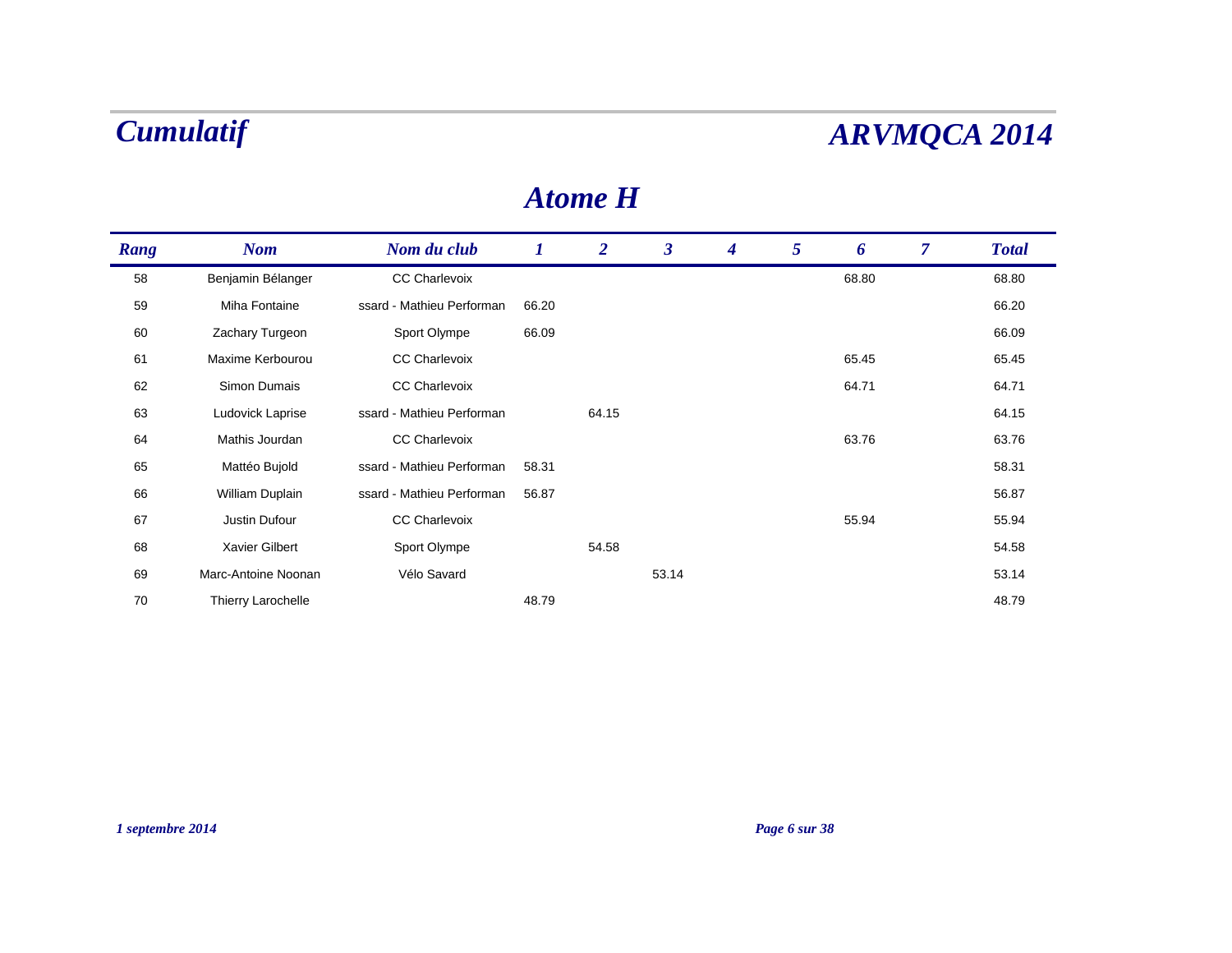# Cumulatif

# ARVMQCA 2014

## Atome H

| Rang | Nom | Nom du club | 1 | 2 | 3 | 4 | 5 | 6 | 7 | Total |
|---|---|---|---|---|---|---|---|---|---|---|
| 58 | Benjamin Bélanger | CC Charlevoix | | | | | | 68.80 | | 68.80 |
| 59 | Miha Fontaine | ssard - Mathieu Performan | 66.20 | | | | | | | 66.20 |
| 60 | Zachary Turgeon | Sport Olympe | 66.09 | | | | | | | 66.09 |
| 61 | Maxime Kerbourou | CC Charlevoix | | | | | | 65.45 | | 65.45 |
| 62 | Simon Dumais | CC Charlevoix | | | | | | 64.71 | | 64.71 |
| 63 | Ludovick Laprise | ssard - Mathieu Performan | | 64.15 | | | | | | 64.15 |
| 64 | Mathis Jourdan | CC Charlevoix | | | | | | 63.76 | | 63.76 |
| 65 | Mattéo Bujold | ssard - Mathieu Performan | 58.31 | | | | | | | 58.31 |
| 66 | William Duplain | ssard - Mathieu Performan | 56.87 | | | | | | | 56.87 |
| 67 | Justin Dufour | CC Charlevoix | | | | | | 55.94 | | 55.94 |
| 68 | Xavier Gilbert | Sport Olympe | | 54.58 | | | | | | 54.58 |
| 69 | Marc-Antoine Noonan | Vélo Savard | | | 53.14 | | | | | 53.14 |
| 70 | Thierry Larochelle | | 48.79 | | | | | | | 48.79 |

*1 septembre 2014*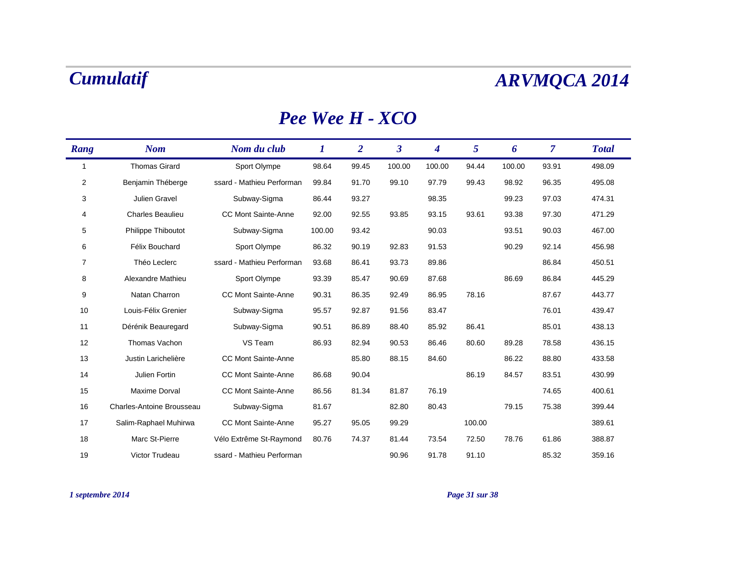# Pee Wee H - XCO

| Rang | Nom | Nom du club | 1 | 2 | 3 | 4 | 5 | 6 | 7 | Total |
|---|---|---|---|---|---|---|---|---|---|---|
| 1 | Thomas Girard | Sport Olympe | 98.64 | 99.45 | 100.00 | 100.00 | 94.44 | 100.00 | 93.91 | 498.09 |
| 2 | Benjamin Théberge | ssard - Mathieu Performan | 99.84 | 91.70 | 99.10 | 97.79 | 99.43 | 98.92 | 96.35 | 495.08 |
| 3 | Julien Gravel | Subway-Sigma | 86.44 | 93.27 | | 98.35 | | 99.23 | 97.03 | 474.31 |
| 4 | Charles Beaulieu | CC Mont Sainte-Anne | 92.00 | 92.55 | 93.85 | 93.15 | 93.61 | 93.38 | 97.30 | 471.29 |
| 5 | Philippe Thiboutot | Subway-Sigma | 100.00 | 93.42 | | 90.03 | | 93.51 | 90.03 | 467.00 |
| 6 | Félix Bouchard | Sport Olympe | 86.32 | 90.19 | 92.83 | 91.53 | | 90.29 | 92.14 | 456.98 |
| 7 | Théo Leclerc | ssard - Mathieu Performan | 93.68 | 86.41 | 93.73 | 89.86 | | | 86.84 | 450.51 |
| 8 | Alexandre Mathieu | Sport Olympe | 93.39 | 85.47 | 90.69 | 87.68 | | 86.69 | 86.84 | 445.29 |
| 9 | Natan Charron | CC Mont Sainte-Anne | 90.31 | 86.35 | 92.49 | 86.95 | 78.16 | | 87.67 | 443.77 |
| 10 | Louis-Félix Grenier | Subway-Sigma | 95.57 | 92.87 | 91.56 | 83.47 | | | 76.01 | 439.47 |
| 11 | Dérénik Beauregard | Subway-Sigma | 90.51 | 86.89 | 88.40 | 85.92 | 86.41 | | 85.01 | 438.13 |
| 12 | Thomas Vachon | VS Team | 86.93 | 82.94 | 90.53 | 86.46 | 80.60 | 89.28 | 78.58 | 436.15 |
| 13 | Justin Larichelière | CC Mont Sainte-Anne | | 85.80 | 88.15 | 84.60 | | 86.22 | 88.80 | 433.58 |
| 14 | Julien Fortin | CC Mont Sainte-Anne | 86.68 | 90.04 | | | 86.19 | 84.57 | 83.51 | 430.99 |
| 15 | Maxime Dorval | CC Mont Sainte-Anne | 86.56 | 81.34 | 81.87 | 76.19 | | | 74.65 | 400.61 |
| 16 | Charles-Antoine Brousseau | Subway-Sigma | 81.67 | | 82.80 | 80.43 | | 79.15 | 75.38 | 399.44 |
| 17 | Salim-Raphael Muhirwa | CC Mont Sainte-Anne | 95.27 | 95.05 | 99.29 | | 100.00 | | | 389.61 |
| 18 | Marc St-Pierre | Vélo Extrême St-Raymond | 80.76 | 74.37 | 81.44 | 73.54 | 72.50 | 78.76 | 61.86 | 388.87 |
| 19 | Victor Trudeau | ssard - Mathieu Performan | | | 90.96 | 91.78 | 91.10 | | 85.32 | 359.16 |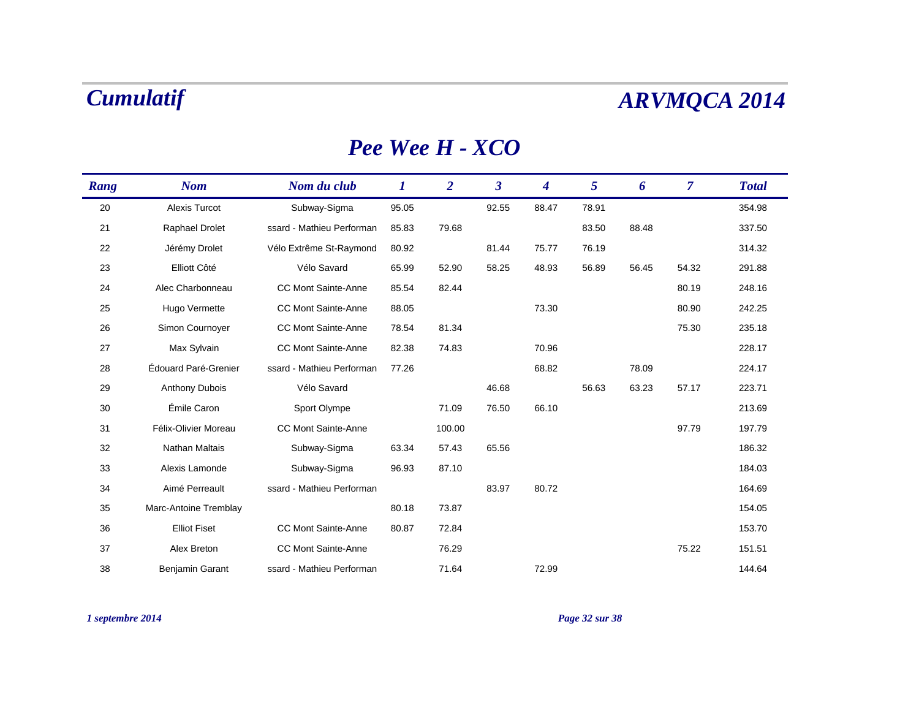# Cumulatif

# ARVMQCA 2014

## Pee Wee H - XCO

| Rang | Nom | Nom du club | 1 | 2 | 3 | 4 | 5 | 6 | 7 | Total |
|---|---|---|---|---|---|---|---|---|---|---|
| 20 | Alexis Turcot | Subway-Sigma | 95.05 | | 92.55 | 88.47 | 78.91 | | | 354.98 |
| 21 | Raphael Drolet | ssard - Mathieu Performan | 85.83 | 79.68 | | | 83.50 | 88.48 | | 337.50 |
| 22 | Jérémy Drolet | Vélo Extrême St-Raymond | 80.92 | | 81.44 | 75.77 | 76.19 | | | 314.32 |
| 23 | Elliott Côté | Vélo Savard | 65.99 | 52.90 | 58.25 | 48.93 | 56.89 | 56.45 | 54.32 | 291.88 |
| 24 | Alec Charbonneau | CC Mont Sainte-Anne | 85.54 | 82.44 | | | | | 80.19 | 248.16 |
| 25 | Hugo Vermette | CC Mont Sainte-Anne | 88.05 | | | 73.30 | | | 80.90 | 242.25 |
| 26 | Simon Cournoyer | CC Mont Sainte-Anne | 78.54 | 81.34 | | | | | 75.30 | 235.18 |
| 27 | Max Sylvain | CC Mont Sainte-Anne | 82.38 | 74.83 | | 70.96 | | | | 228.17 |
| 28 | Édouard Paré-Grenier | ssard - Mathieu Performan | 77.26 | | | 68.82 | | 78.09 | | 224.17 |
| 29 | Anthony Dubois | Vélo Savard | | | 46.68 | | 56.63 | 63.23 | 57.17 | 223.71 |
| 30 | Émile Caron | Sport Olympe | | 71.09 | 76.50 | 66.10 | | | | 213.69 |
| 31 | Félix-Olivier Moreau | CC Mont Sainte-Anne | | 100.00 | | | | | 97.79 | 197.79 |
| 32 | Nathan Maltais | Subway-Sigma | 63.34 | 57.43 | 65.56 | | | | | 186.32 |
| 33 | Alexis Lamonde | Subway-Sigma | 96.93 | 87.10 | | | | | | 184.03 |
| 34 | Aimé Perreault | ssard - Mathieu Performan | | | 83.97 | 80.72 | | | | 164.69 |
| 35 | Marc-Antoine Tremblay | | 80.18 | 73.87 | | | | | | 154.05 |
| 36 | Elliot Fiset | CC Mont Sainte-Anne | 80.87 | 72.84 | | | | | | 153.70 |
| 37 | Alex Breton | CC Mont Sainte-Anne | | 76.29 | | | | | 75.22 | 151.51 |
| 38 | Benjamin Garant | ssard - Mathieu Performan | | 71.64 | | 72.99 | | | | 144.64 |

*1 septembre 2014*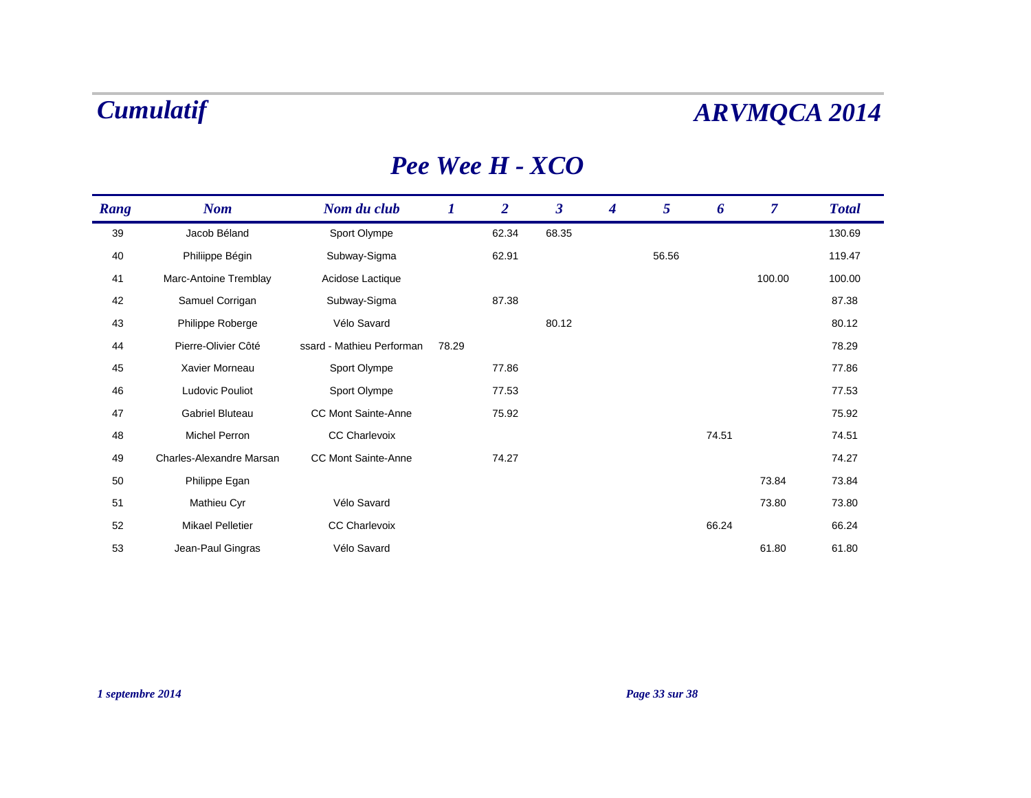# Cumulatif

# ARVMQCA 2014

## Pee Wee H - XCO

| Rang | Nom | Nom du club | 1 | 2 | 3 | 4 | 5 | 6 | 7 | Total |
|---|---|---|---|---|---|---|---|---|---|---|
| 39 | Jacob Béland | Sport Olympe | | 62.34 | 68.35 | | | | | 130.69 |
| 40 | Philiippe Bégin | Subway-Sigma | | 62.91 | | | 56.56 | | | 119.47 |
| 41 | Marc-Antoine Tremblay | Acidose Lactique | | | | | | | 100.00 | 100.00 |
| 42 | Samuel Corrigan | Subway-Sigma | | 87.38 | | | | | | 87.38 |
| 43 | Philippe Roberge | Vélo Savard | | | 80.12 | | | | | 80.12 |
| 44 | Pierre-Olivier Côté | ssard - Mathieu Performan | 78.29 | | | | | | | 78.29 |
| 45 | Xavier Morneau | Sport Olympe | | 77.86 | | | | | | 77.86 |
| 46 | Ludovic Pouliot | Sport Olympe | | 77.53 | | | | | | 77.53 |
| 47 | Gabriel Bluteau | CC Mont Sainte-Anne | | 75.92 | | | | | | 75.92 |
| 48 | Michel Perron | CC Charlevoix | | | | | | 74.51 | | 74.51 |
| 49 | Charles-Alexandre Marsan | CC Mont Sainte-Anne | | 74.27 | | | | | | 74.27 |
| 50 | Philippe Egan | | | | | | | | 73.84 | 73.84 |
| 51 | Mathieu Cyr | Vélo Savard | | | | | | | 73.80 | 73.80 |
| 52 | Mikael Pelletier | CC Charlevoix | | | | | | 66.24 | | 66.24 |
| 53 | Jean-Paul Gingras | Vélo Savard | | | | | | | 61.80 | 61.80 |

*1 septembre 2014*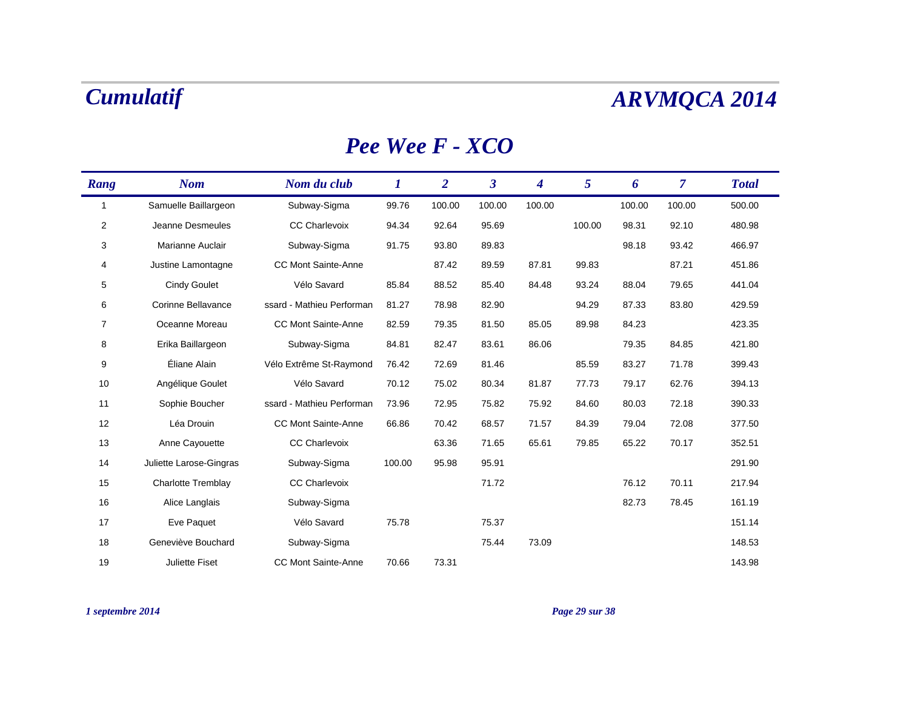# Cumulatif

# ARVMQCA 2014

## Pee Wee F - XCO

| Rang | Nom | Nom du club | 1 | 2 | 3 | 4 | 5 | 6 | 7 | Total |
|---|---|---|---|---|---|---|---|---|---|---|
| 1 | Samuelle Baillargeon | Subway-Sigma | 99.76 | 100.00 | 100.00 | 100.00 | | 100.00 | 100.00 | 500.00 |
| 2 | Jeanne Desmeules | CC Charlevoix | 94.34 | 92.64 | 95.69 | | 100.00 | 98.31 | 92.10 | 480.98 |
| 3 | Marianne Auclair | Subway-Sigma | 91.75 | 93.80 | 89.83 | | | 98.18 | 93.42 | 466.97 |
| 4 | Justine Lamontagne | CC Mont Sainte-Anne | | 87.42 | 89.59 | 87.81 | 99.83 | | 87.21 | 451.86 |
| 5 | Cindy Goulet | Vélo Savard | 85.84 | 88.52 | 85.40 | 84.48 | 93.24 | 88.04 | 79.65 | 441.04 |
| 6 | Corinne Bellavance | ssard - Mathieu Performan | 81.27 | 78.98 | 82.90 | | 94.29 | 87.33 | 83.80 | 429.59 |
| 7 | Oceanne Moreau | CC Mont Sainte-Anne | 82.59 | 79.35 | 81.50 | 85.05 | 89.98 | 84.23 | | 423.35 |
| 8 | Erika Baillargeon | Subway-Sigma | 84.81 | 82.47 | 83.61 | 86.06 | | 79.35 | 84.85 | 421.80 |
| 9 | Éliane Alain | Vélo Extrême St-Raymond | 76.42 | 72.69 | 81.46 | | 85.59 | 83.27 | 71.78 | 399.43 |
| 10 | Angélique Goulet | Vélo Savard | 70.12 | 75.02 | 80.34 | 81.87 | 77.73 | 79.17 | 62.76 | 394.13 |
| 11 | Sophie Boucher | ssard - Mathieu Performan | 73.96 | 72.95 | 75.82 | 75.92 | 84.60 | 80.03 | 72.18 | 390.33 |
| 12 | Léa Drouin | CC Mont Sainte-Anne | 66.86 | 70.42 | 68.57 | 71.57 | 84.39 | 79.04 | 72.08 | 377.50 |
| 13 | Anne Cayouette | CC Charlevoix | | 63.36 | 71.65 | 65.61 | 79.85 | 65.22 | 70.17 | 352.51 |
| 14 | Juliette Larose-Gingras | Subway-Sigma | 100.00 | 95.98 | 95.91 | | | | | 291.90 |
| 15 | Charlotte Tremblay | CC Charlevoix | | | 71.72 | | | 76.12 | 70.11 | 217.94 |
| 16 | Alice Langlais | Subway-Sigma | | | | | | 82.73 | 78.45 | 161.19 |
| 17 | Eve Paquet | Vélo Savard | 75.78 | | 75.37 | | | | | 151.14 |
| 18 | Geneviève Bouchard | Subway-Sigma | | | 75.44 | 73.09 | | | | 148.53 |
| 19 | Juliette Fiset | CC Mont Sainte-Anne | 70.66 | 73.31 | | | | | | 143.98 |

*1 septembre 2014*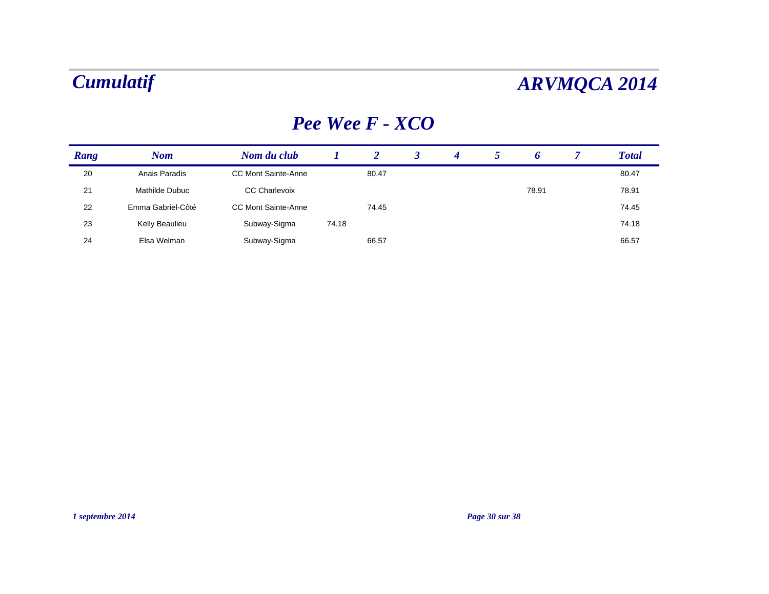# Cumulatif

# ARVMQCA 2014

## Pee Wee F - XCO

| Rang | Nom | Nom du club | 1 | 2 | 3 | 4 | 5 | 6 | 7 | Total |
|---|---|---|---|---|---|---|---|---|---|---|
| 20 | Anais Paradis | CC Mont Sainte-Anne | | 80.47 | | | | | | 80.47 |
| 21 | Mathilde Dubuc | CC Charlevoix | | | | | | 78.91 | | 78.91 |
| 22 | Emma Gabriel-Côté | CC Mont Sainte-Anne | | 74.45 | | | | | | 74.45 |
| 23 | Kelly Beaulieu | Subway-Sigma | 74.18 | | | | | | | 74.18 |
| 24 | Elsa Welman | Subway-Sigma | | 66.57 | | | | | | 66.57 |

*1 septembre 2014*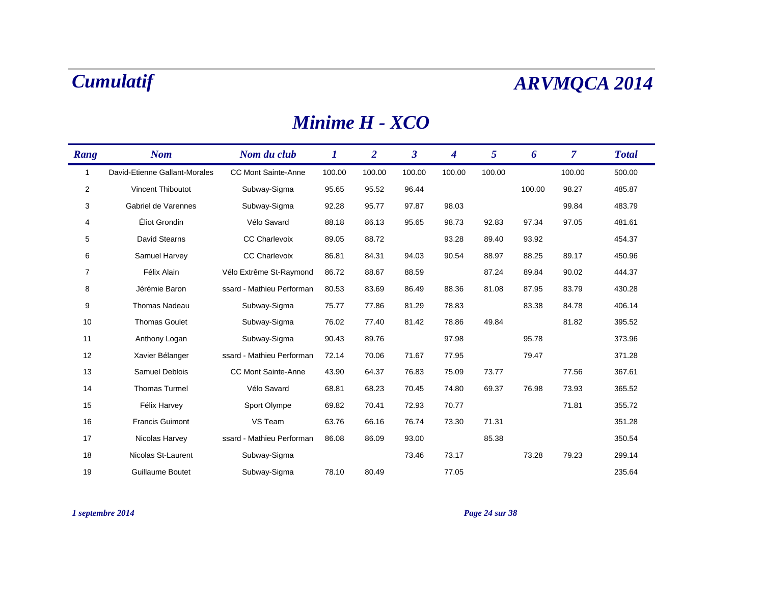# Cumulatif

# ARVMQCA 2014

## Minime H - XCO

| Rang | Nom | Nom du club | 1 | 2 | 3 | 4 | 5 | 6 | 7 | Total |
|---|---|---|---|---|---|---|---|---|---|---|
| 1 | David-Etienne Gallant-Morales | CC Mont Sainte-Anne | 100.00 | 100.00 | 100.00 | 100.00 | 100.00 | | 100.00 | 500.00 |
| 2 | Vincent Thiboutot | Subway-Sigma | 95.65 | 95.52 | 96.44 | | | 100.00 | 98.27 | 485.87 |
| 3 | Gabriel de Varennes | Subway-Sigma | 92.28 | 95.77 | 97.87 | 98.03 | | | 99.84 | 483.79 |
| 4 | Éliot Grondin | Vélo Savard | 88.18 | 86.13 | 95.65 | 98.73 | 92.83 | 97.34 | 97.05 | 481.61 |
| 5 | David Stearns | CC Charlevoix | 89.05 | 88.72 | | 93.28 | 89.40 | 93.92 | | 454.37 |
| 6 | Samuel Harvey | CC Charlevoix | 86.81 | 84.31 | 94.03 | 90.54 | 88.97 | 88.25 | 89.17 | 450.96 |
| 7 | Félix Alain | Vélo Extrême St-Raymond | 86.72 | 88.67 | 88.59 | | 87.24 | 89.84 | 90.02 | 444.37 |
| 8 | Jérémie Baron | ssard - Mathieu Performan | 80.53 | 83.69 | 86.49 | 88.36 | 81.08 | 87.95 | 83.79 | 430.28 |
| 9 | Thomas Nadeau | Subway-Sigma | 75.77 | 77.86 | 81.29 | 78.83 | | 83.38 | 84.78 | 406.14 |
| 10 | Thomas Goulet | Subway-Sigma | 76.02 | 77.40 | 81.42 | 78.86 | 49.84 | | 81.82 | 395.52 |
| 11 | Anthony Logan | Subway-Sigma | 90.43 | 89.76 | | 97.98 | | 95.78 | | 373.96 |
| 12 | Xavier Bélanger | ssard - Mathieu Performan | 72.14 | 70.06 | 71.67 | 77.95 | | 79.47 | | 371.28 |
| 13 | Samuel Deblois | CC Mont Sainte-Anne | 43.90 | 64.37 | 76.83 | 75.09 | 73.77 | | 77.56 | 367.61 |
| 14 | Thomas Turmel | Vélo Savard | 68.81 | 68.23 | 70.45 | 74.80 | 69.37 | 76.98 | 73.93 | 365.52 |
| 15 | Félix Harvey | Sport Olympe | 69.82 | 70.41 | 72.93 | 70.77 | | | 71.81 | 355.72 |
| 16 | Francis Guimont | VS Team | 63.76 | 66.16 | 76.74 | 73.30 | 71.31 | | | 351.28 |
| 17 | Nicolas Harvey | ssard - Mathieu Performan | 86.08 | 86.09 | 93.00 | | 85.38 | | | 350.54 |
| 18 | Nicolas St-Laurent | Subway-Sigma | | | 73.46 | 73.17 | | 73.28 | 79.23 | 299.14 |
| 19 | Guillaume Boutet | Subway-Sigma | 78.10 | 80.49 | | 77.05 | | | | 235.64 |

*1 septembre 2014*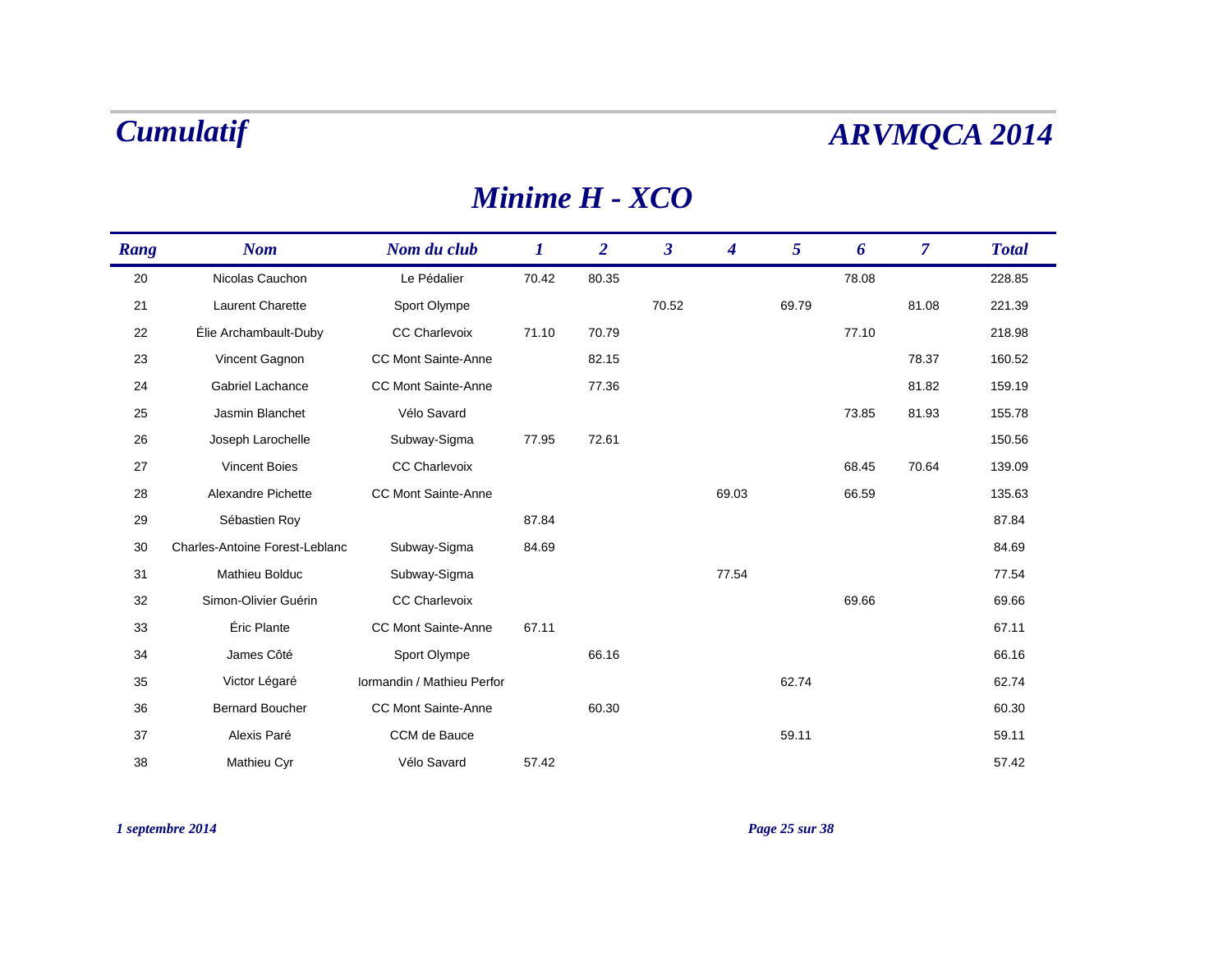# Cumulatif

# ARVMQCA 2014

## Minime H - XCO

| Rang | Nom | Nom du club | 1 | 2 | 3 | 4 | 5 | 6 | 7 | Total |
|---|---|---|---|---|---|---|---|---|---|---|
| 20 | Nicolas Cauchon | Le Pédalier | 70.42 | 80.35 | | | | 78.08 | | 228.85 |
| 21 | Laurent Charette | Sport Olympe | | | 70.52 | | 69.79 | | 81.08 | 221.39 |
| 22 | Élie Archambault-Duby | CC Charlevoix | 71.10 | 70.79 | | | | 77.10 | | 218.98 |
| 23 | Vincent Gagnon | CC Mont Sainte-Anne | | 82.15 | | | | | 78.37 | 160.52 |
| 24 | Gabriel Lachance | CC Mont Sainte-Anne | | 77.36 | | | | | 81.82 | 159.19 |
| 25 | Jasmin Blanchet | Vélo Savard | | | | | | 73.85 | 81.93 | 155.78 |
| 26 | Joseph Larochelle | Subway-Sigma | 77.95 | 72.61 | | | | | | 150.56 |
| 27 | Vincent Boies | CC Charlevoix | | | | | | 68.45 | 70.64 | 139.09 |
| 28 | Alexandre Pichette | CC Mont Sainte-Anne | | | | 69.03 | | 66.59 | | 135.63 |
| 29 | Sébastien Roy | | 87.84 | | | | | | | 87.84 |
| 30 | Charles-Antoine Forest-Leblanc | Subway-Sigma | 84.69 | | | | | | | 84.69 |
| 31 | Mathieu Bolduc | Subway-Sigma | | | | 77.54 | | | | 77.54 |
| 32 | Simon-Olivier Guérin | CC Charlevoix | | | | | | 69.66 | | 69.66 |
| 33 | Éric Plante | CC Mont Sainte-Anne | 67.11 | | | | | | | 67.11 |
| 34 | James Côté | Sport Olympe | | 66.16 | | | | | | 66.16 |
| 35 | Victor Légaré | Iormandin / Mathieu Perfor | | | | | 62.74 | | | 62.74 |
| 36 | Bernard Boucher | CC Mont Sainte-Anne | | 60.30 | | | | | | 60.30 |
| 37 | Alexis Paré | CCM de Bauce | | | | | 59.11 | | | 59.11 |
| 38 | Mathieu Cyr | Vélo Savard | 57.42 | | | | | | | 57.42 |

*1 septembre 2014*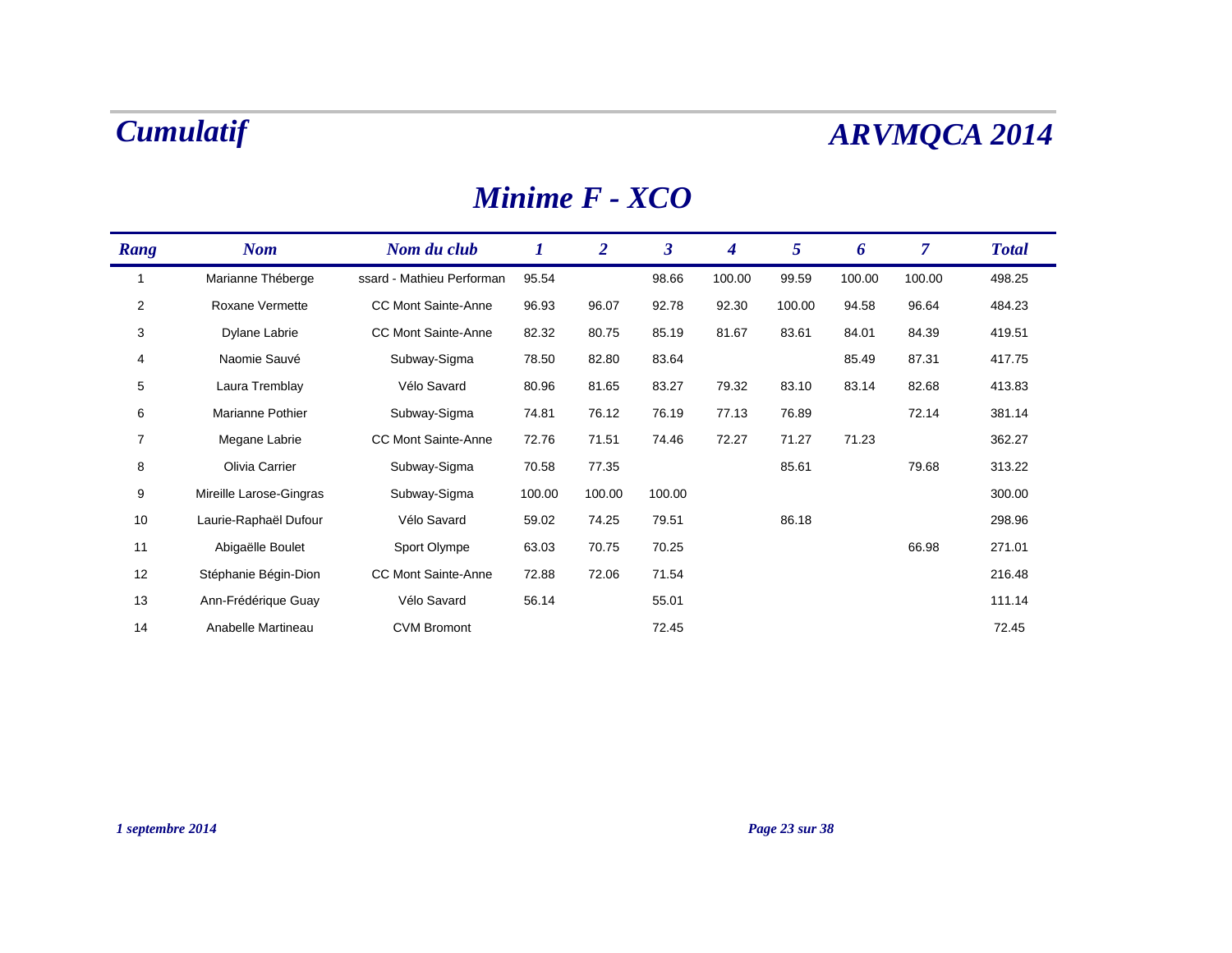# Cumulatif

# ARVMQCA 2014

## Minime F - XCO

| Rang | Nom | Nom du club | 1 | 2 | 3 | 4 | 5 | 6 | 7 | Total |
|---|---|---|---|---|---|---|---|---|---|---|
| 1 | Marianne Théberge | ssard - Mathieu Performan | 95.54 | | 98.66 | 100.00 | 99.59 | 100.00 | 100.00 | 498.25 |
| 2 | Roxane Vermette | CC Mont Sainte-Anne | 96.93 | 96.07 | 92.78 | 92.30 | 100.00 | 94.58 | 96.64 | 484.23 |
| 3 | Dylane Labrie | CC Mont Sainte-Anne | 82.32 | 80.75 | 85.19 | 81.67 | 83.61 | 84.01 | 84.39 | 419.51 |
| 4 | Naomie Sauvé | Subway-Sigma | 78.50 | 82.80 | 83.64 | | | 85.49 | 87.31 | 417.75 |
| 5 | Laura Tremblay | Vélo Savard | 80.96 | 81.65 | 83.27 | 79.32 | 83.10 | 83.14 | 82.68 | 413.83 |
| 6 | Marianne Pothier | Subway-Sigma | 74.81 | 76.12 | 76.19 | 77.13 | 76.89 | | 72.14 | 381.14 |
| 7 | Megane Labrie | CC Mont Sainte-Anne | 72.76 | 71.51 | 74.46 | 72.27 | 71.27 | 71.23 | | 362.27 |
| 8 | Olivia Carrier | Subway-Sigma | 70.58 | 77.35 | | | 85.61 | | 79.68 | 313.22 |
| 9 | Mireille Larose-Gingras | Subway-Sigma | 100.00 | 100.00 | 100.00 | | | | | 300.00 |
| 10 | Laurie-Raphaël Dufour | Vélo Savard | 59.02 | 74.25 | 79.51 | | 86.18 | | | 298.96 |
| 11 | Abigaëlle Boulet | Sport Olympe | 63.03 | 70.75 | 70.25 | | | | 66.98 | 271.01 |
| 12 | Stéphanie Bégin-Dion | CC Mont Sainte-Anne | 72.88 | 72.06 | 71.54 | | | | | 216.48 |
| 13 | Ann-Frédérique Guay | Vélo Savard | 56.14 | | 55.01 | | | | | 111.14 |
| 14 | Anabelle Martineau | CVM Bromont | | | 72.45 | | | | | 72.45 |

*1 septembre 2014*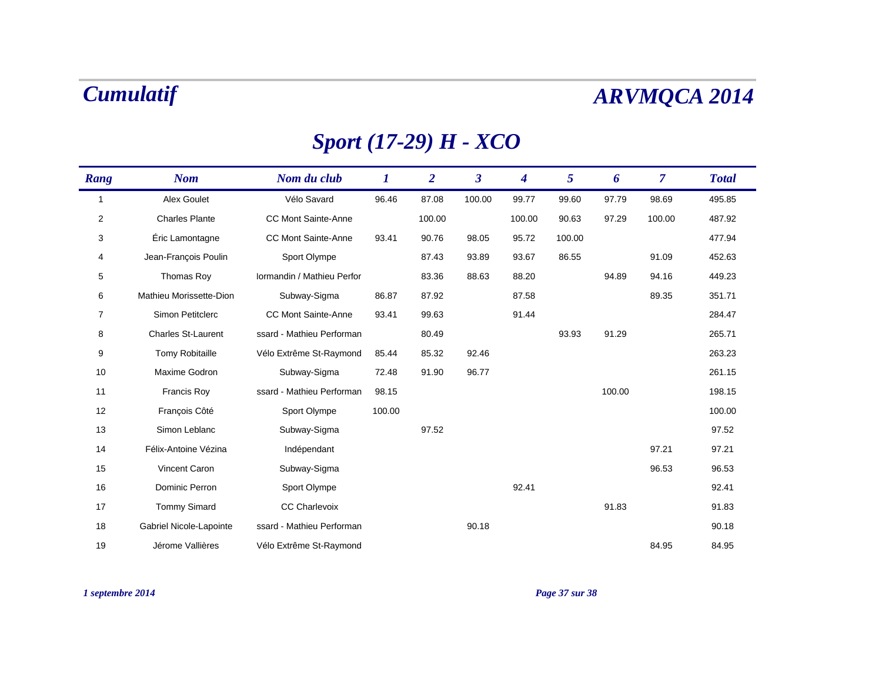# Cumulatif

# ARVMQCA 2014

## Sport (17-29) H - XCO

| Rang | Nom | Nom du club | 1 | 2 | 3 | 4 | 5 | 6 | 7 | Total |
|---|---|---|---|---|---|---|---|---|---|---|
| 1 | Alex Goulet | Vélo Savard | 96.46 | 87.08 | 100.00 | 99.77 | 99.60 | 97.79 | 98.69 | 495.85 |
| 2 | Charles Plante | CC Mont Sainte-Anne | | 100.00 | | 100.00 | 90.63 | 97.29 | 100.00 | 487.92 |
| 3 | Éric Lamontagne | CC Mont Sainte-Anne | 93.41 | 90.76 | 98.05 | 95.72 | 100.00 | | | 477.94 |
| 4 | Jean-François Poulin | Sport Olympe | | 87.43 | 93.89 | 93.67 | 86.55 | | 91.09 | 452.63 |
| 5 | Thomas Roy | lormandin / Mathieu Perfor | | 83.36 | 88.63 | 88.20 | | 94.89 | 94.16 | 449.23 |
| 6 | Mathieu Morissette-Dion | Subway-Sigma | 86.87 | 87.92 | | 87.58 | | | 89.35 | 351.71 |
| 7 | Simon Petitclerc | CC Mont Sainte-Anne | 93.41 | 99.63 | | 91.44 | | | | 284.47 |
| 8 | Charles St-Laurent | ssard - Mathieu Performan | | 80.49 | | | 93.93 | 91.29 | | 265.71 |
| 9 | Tomy Robitaille | Vélo Extrême St-Raymond | 85.44 | 85.32 | 92.46 | | | | | 263.23 |
| 10 | Maxime Godron | Subway-Sigma | 72.48 | 91.90 | 96.77 | | | | | 261.15 |
| 11 | Francis Roy | ssard - Mathieu Performan | 98.15 | | | | | 100.00 | | 198.15 |
| 12 | François Côté | Sport Olympe | 100.00 | | | | | | | 100.00 |
| 13 | Simon Leblanc | Subway-Sigma | | 97.52 | | | | | | 97.52 |
| 14 | Félix-Antoine Vézina | Indépendant | | | | | | | 97.21 | 97.21 |
| 15 | Vincent Caron | Subway-Sigma | | | | | | | 96.53 | 96.53 |
| 16 | Dominic Perron | Sport Olympe | | | | 92.41 | | | | 92.41 |
| 17 | Tommy Simard | CC Charlevoix | | | | | | 91.83 | | 91.83 |
| 18 | Gabriel Nicole-Lapointe | ssard - Mathieu Performan | | | 90.18 | | | | | 90.18 |
| 19 | Jérome Vallières | Vélo Extrême St-Raymond | | | | | | | 84.95 | 84.95 |

*1 septembre 2014*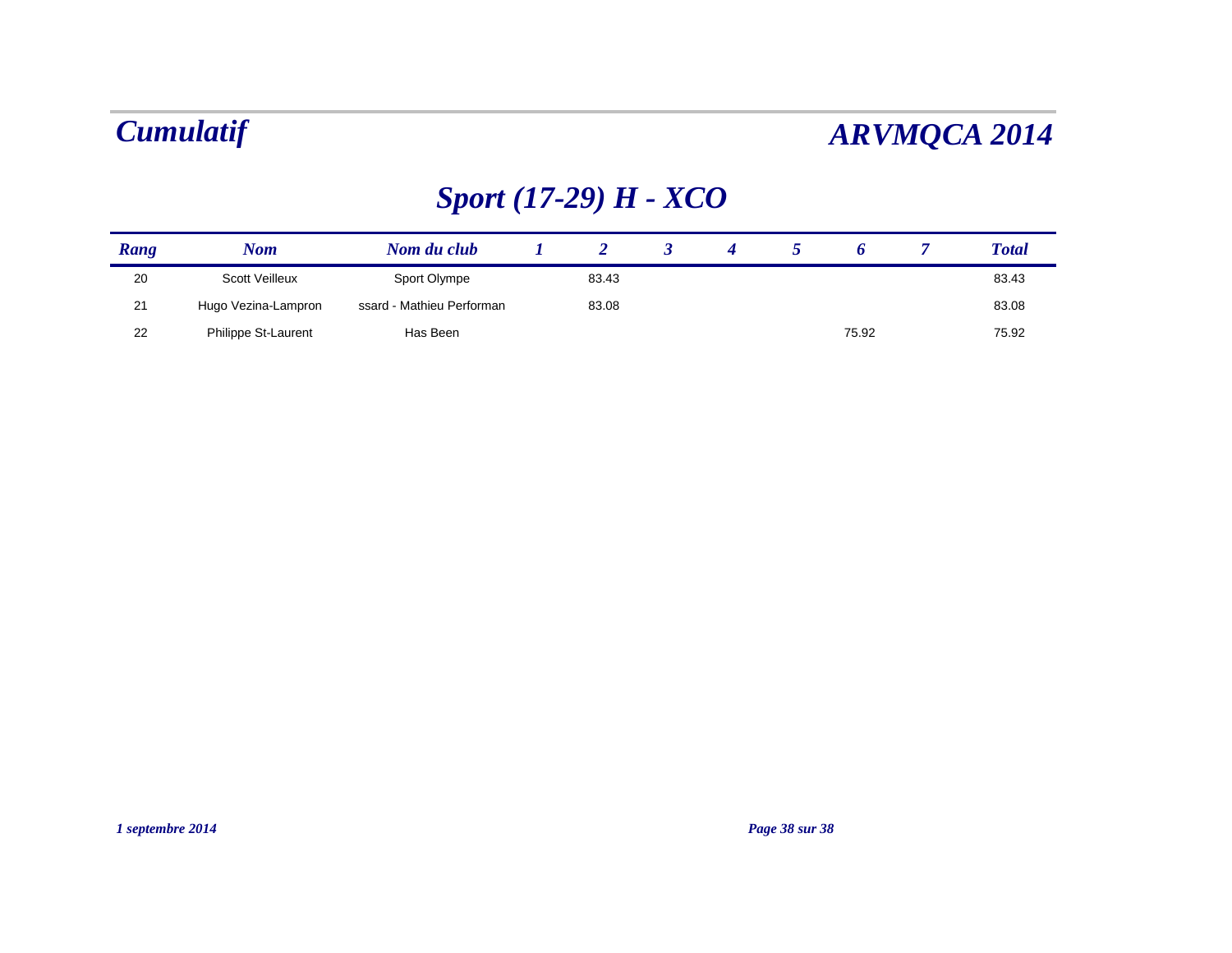# Cumulatif

# ARVMQCA 2014

## Sport (17-29) H - XCO

| Rang | Nom | Nom du club | 1 | 2 | 3 | 4 | 5 | 6 | 7 | Total |
|---|---|---|---|---|---|---|---|---|---|---|
| 20 | Scott Veilleux | Sport Olympe | | 83.43 | | | | | | 83.43 |
| 21 | Hugo Vezina-Lampron | ssard - Mathieu Performan | | 83.08 | | | | | | 83.08 |
| 22 | Philippe St-Laurent | Has Been | | | | | | 75.92 | | 75.92 |

*1 septembre 2014*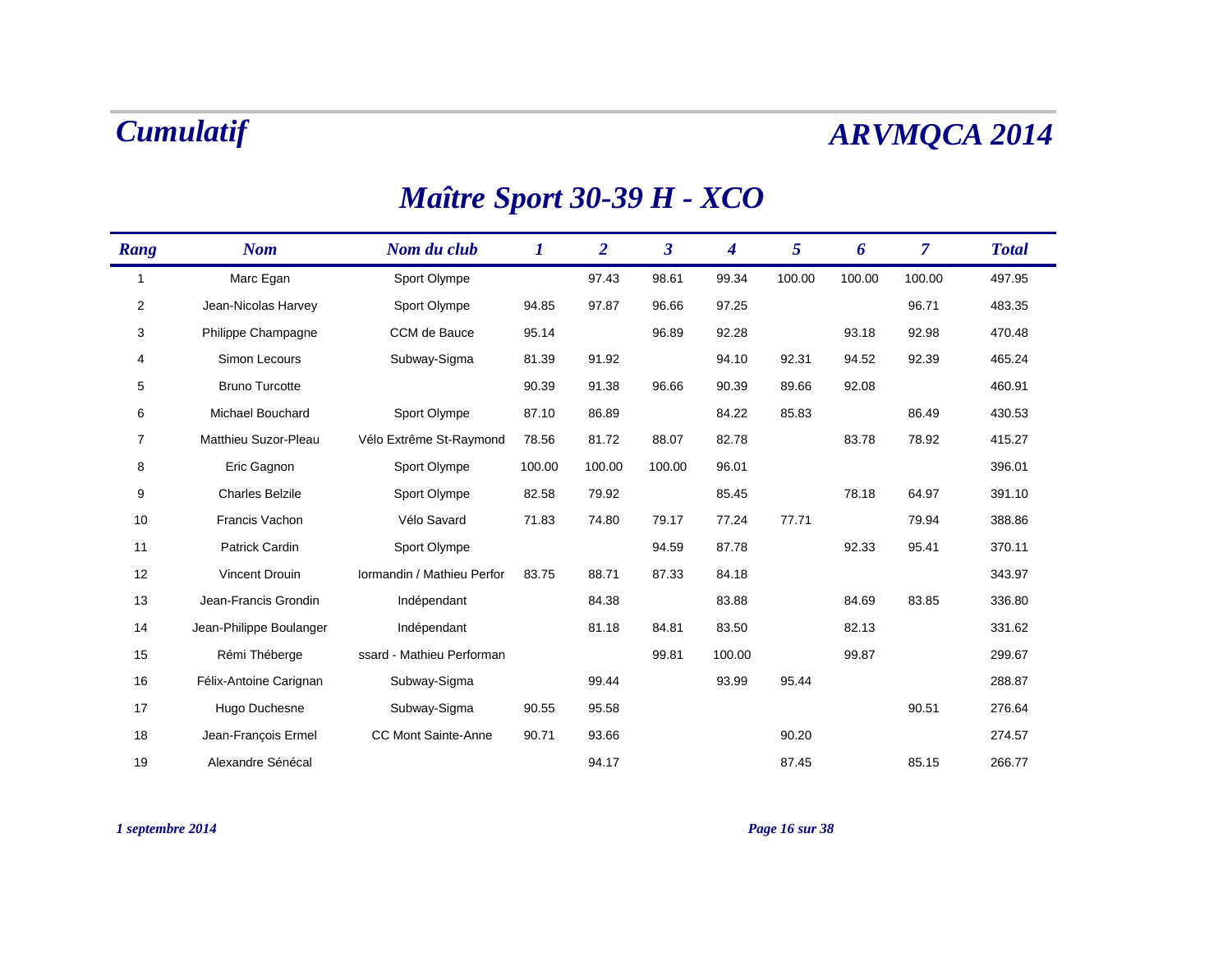# Cumulatif

# ARVMQCA 2014

## Maître Sport 30-39 H - XCO

| Rang | Nom | Nom du club | 1 | 2 | 3 | 4 | 5 | 6 | 7 | Total |
|---|---|---|---|---|---|---|---|---|---|---|
| 1 | Marc Egan | Sport Olympe | | 97.43 | 98.61 | 99.34 | 100.00 | 100.00 | 100.00 | 497.95 |
| 2 | Jean-Nicolas Harvey | Sport Olympe | 94.85 | 97.87 | 96.66 | 97.25 | | | 96.71 | 483.35 |
| 3 | Philippe Champagne | CCM de Bauce | 95.14 | | 96.89 | 92.28 | | 93.18 | 92.98 | 470.48 |
| 4 | Simon Lecours | Subway-Sigma | 81.39 | 91.92 | | 94.10 | 92.31 | 94.52 | 92.39 | 465.24 |
| 5 | Bruno Turcotte | | 90.39 | 91.38 | 96.66 | 90.39 | 89.66 | 92.08 | | 460.91 |
| 6 | Michael Bouchard | Sport Olympe | 87.10 | 86.89 | | 84.22 | 85.83 | | 86.49 | 430.53 |
| 7 | Matthieu Suzor-Pleau | Vélo Extrême St-Raymond | 78.56 | 81.72 | 88.07 | 82.78 | | 83.78 | 78.92 | 415.27 |
| 8 | Eric Gagnon | Sport Olympe | 100.00 | 100.00 | 100.00 | 96.01 | | | | 396.01 |
| 9 | Charles Belzile | Sport Olympe | 82.58 | 79.92 | | 85.45 | | 78.18 | 64.97 | 391.10 |
| 10 | Francis Vachon | Vélo Savard | 71.83 | 74.80 | 79.17 | 77.24 | 77.71 | | 79.94 | 388.86 |
| 11 | Patrick Cardin | Sport Olympe | | | 94.59 | 87.78 | | 92.33 | 95.41 | 370.11 |
| 12 | Vincent Drouin | lormandin / Mathieu Perfor | 83.75 | 88.71 | 87.33 | 84.18 | | | | 343.97 |
| 13 | Jean-Francis Grondin | Indépendant | | 84.38 | | 83.88 | | 84.69 | 83.85 | 336.80 |
| 14 | Jean-Philippe Boulanger | Indépendant | | 81.18 | 84.81 | 83.50 | | 82.13 | | 331.62 |
| 15 | Rémi Théberge | ssard - Mathieu Performan | | | 99.81 | 100.00 | | 99.87 | | 299.67 |
| 16 | Félix-Antoine Carignan | Subway-Sigma | | 99.44 | | 93.99 | 95.44 | | | 288.87 |
| 17 | Hugo Duchesne | Subway-Sigma | 90.55 | 95.58 | | | | | 90.51 | 276.64 |
| 18 | Jean-François Ermel | CC Mont Sainte-Anne | 90.71 | 93.66 | | | 90.20 | | | 274.57 |
| 19 | Alexandre Sénécal | | | 94.17 | | | 87.45 | | 85.15 | 266.77 |

*1 septembre 2014*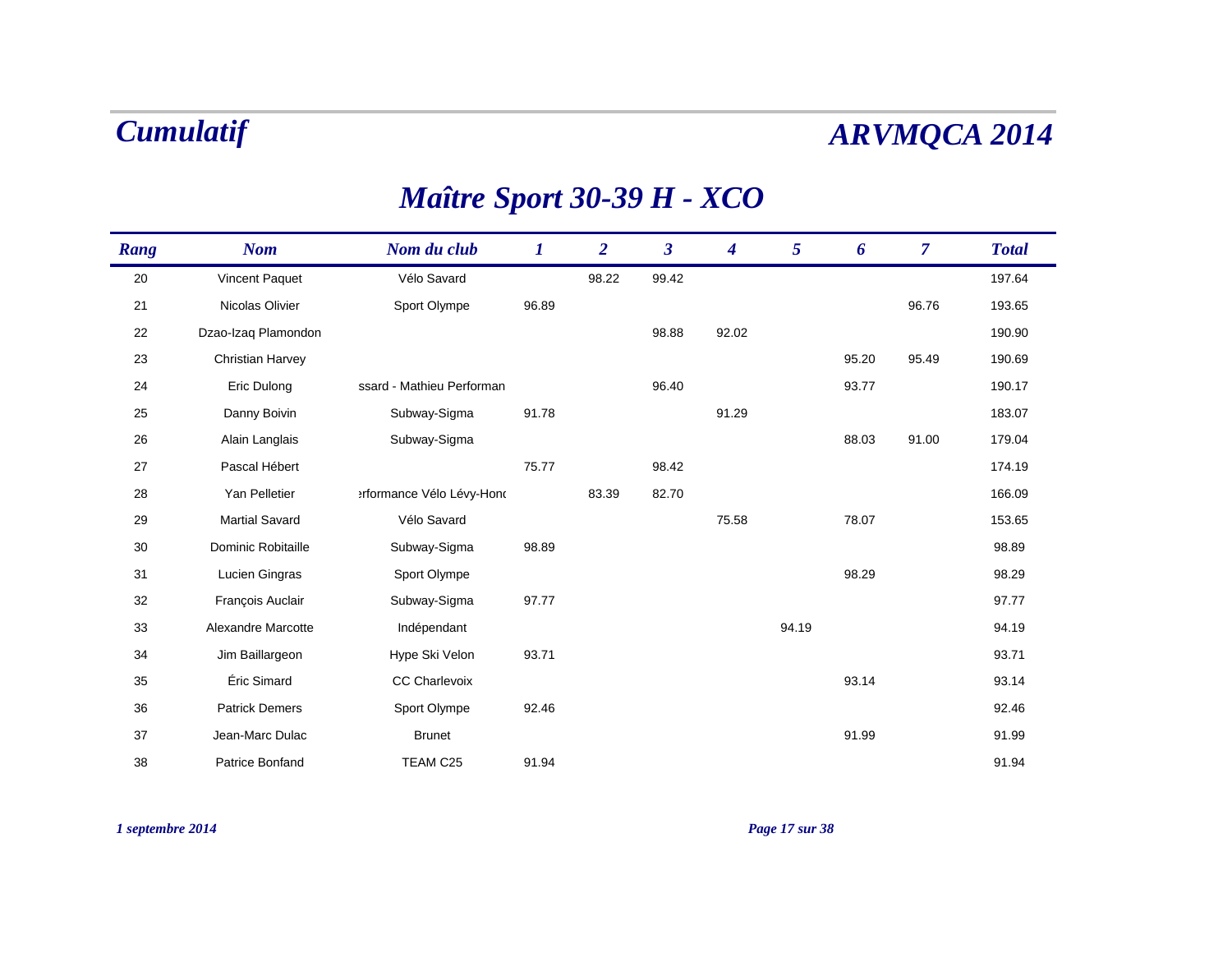# Cumulatif

# ARVMQCA 2014

## Maître Sport 30-39 H - XCO

| Rang | Nom | Nom du club | 1 | 2 | 3 | 4 | 5 | 6 | 7 | Total |
|---|---|---|---|---|---|---|---|---|---|---|
| 20 | Vincent Paquet | Vélo Savard | | 98.22 | 99.42 | | | | | 197.64 |
| 21 | Nicolas Olivier | Sport Olympe | 96.89 | | | | | | 96.76 | 193.65 |
| 22 | Dzao-Izaq Plamondon | | | | 98.88 | 92.02 | | | | 190.90 |
| 23 | Christian Harvey | | | | | | | 95.20 | 95.49 | 190.69 |
| 24 | Eric Dulong | ssard - Mathieu Performan | | | 96.40 | | | 93.77 | | 190.17 |
| 25 | Danny Boivin | Subway-Sigma | 91.78 | | | 91.29 | | | | 183.07 |
| 26 | Alain Langlais | Subway-Sigma | | | | | | 88.03 | 91.00 | 179.04 |
| 27 | Pascal Hébert | | 75.77 | | 98.42 | | | | | 174.19 |
| 28 | Yan Pelletier | erformance Vélo Lévy-Hon( | | 83.39 | 82.70 | | | | | 166.09 |
| 29 | Martial Savard | Vélo Savard | | | | 75.58 | | 78.07 | | 153.65 |
| 30 | Dominic Robitaille | Subway-Sigma | 98.89 | | | | | | | 98.89 |
| 31 | Lucien Gingras | Sport Olympe | | | | | | 98.29 | | 98.29 |
| 32 | François Auclair | Subway-Sigma | 97.77 | | | | | | | 97.77 |
| 33 | Alexandre Marcotte | Indépendant | | | | | 94.19 | | | 94.19 |
| 34 | Jim Baillargeon | Hype Ski Velon | 93.71 | | | | | | | 93.71 |
| 35 | Éric Simard | CC Charlevoix | | | | | | 93.14 | | 93.14 |
| 36 | Patrick Demers | Sport Olympe | 92.46 | | | | | | | 92.46 |
| 37 | Jean-Marc Dulac | Brunet | | | | | | 91.99 | | 91.99 |
| 38 | Patrice Bonfand | TEAM C25 | 91.94 | | | | | | | 91.94 |

*1 septembre 2014*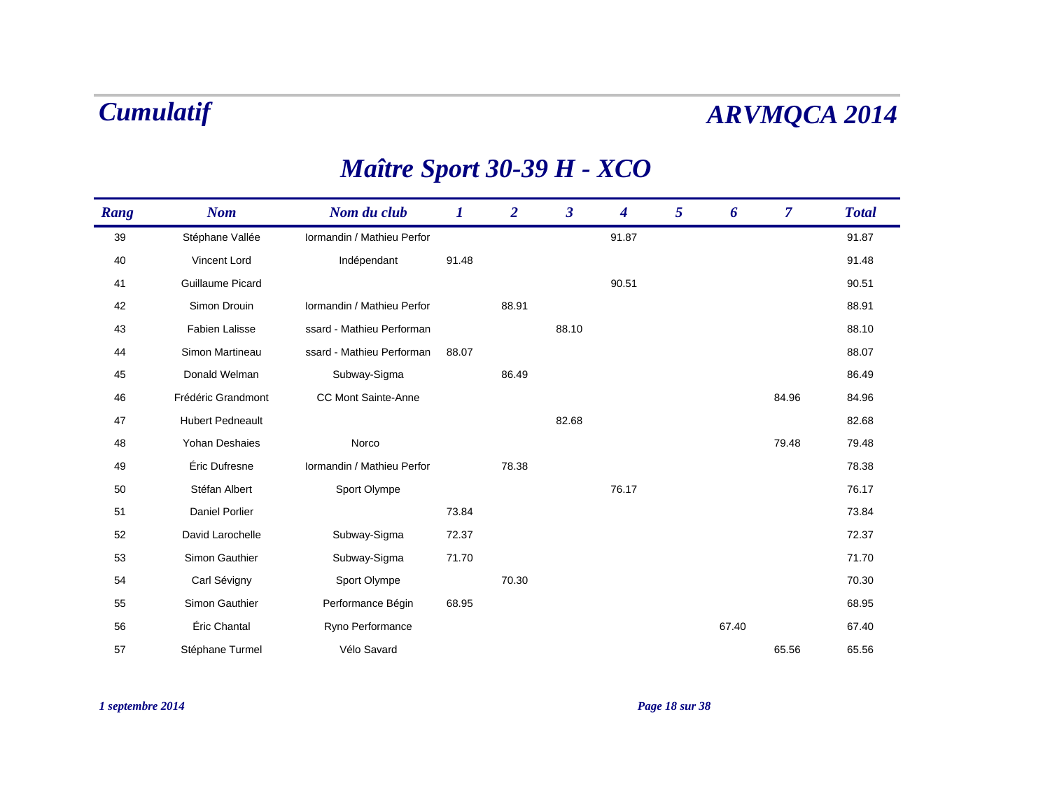# Cumulatif

# ARVMQCA 2014

## Maître Sport 30-39 H - XCO

| Rang | Nom | Nom du club | 1 | 2 | 3 | 4 | 5 | 6 | 7 | Total |
|---|---|---|---|---|---|---|---|---|---|---|
| 39 | Stéphane Vallée | Iormandin / Mathieu Perfor | | | | 91.87 | | | | 91.87 |
| 40 | Vincent Lord | Indépendant | 91.48 | | | | | | | 91.48 |
| 41 | Guillaume Picard | | | | | 90.51 | | | | 90.51 |
| 42 | Simon Drouin | Iormandin / Mathieu Perfor | | 88.91 | | | | | | 88.91 |
| 43 | Fabien Lalisse | ssard - Mathieu Performan | | | 88.10 | | | | | 88.10 |
| 44 | Simon Martineau | ssard - Mathieu Performan | 88.07 | | | | | | | 88.07 |
| 45 | Donald Welman | Subway-Sigma | | 86.49 | | | | | | 86.49 |
| 46 | Frédéric Grandmont | CC Mont Sainte-Anne | | | | | | | 84.96 | 84.96 |
| 47 | Hubert Pedneault | | | | 82.68 | | | | | 82.68 |
| 48 | Yohan Deshaies | Norco | | | | | | | 79.48 | 79.48 |
| 49 | Éric Dufresne | Iormandin / Mathieu Perfor | | 78.38 | | | | | | 78.38 |
| 50 | Stéfan Albert | Sport Olympe | | | | 76.17 | | | | 76.17 |
| 51 | Daniel Porlier | | 73.84 | | | | | | | 73.84 |
| 52 | David Larochelle | Subway-Sigma | 72.37 | | | | | | | 72.37 |
| 53 | Simon Gauthier | Subway-Sigma | 71.70 | | | | | | | 71.70 |
| 54 | Carl Sévigny | Sport Olympe | | 70.30 | | | | | | 70.30 |
| 55 | Simon Gauthier | Performance Bégin | 68.95 | | | | | | | 68.95 |
| 56 | Éric Chantal | Ryno Performance | | | | | | 67.40 | | 67.40 |
| 57 | Stéphane Turmel | Vélo Savard | | | | | | | 65.56 | 65.56 |

*1 septembre 2014*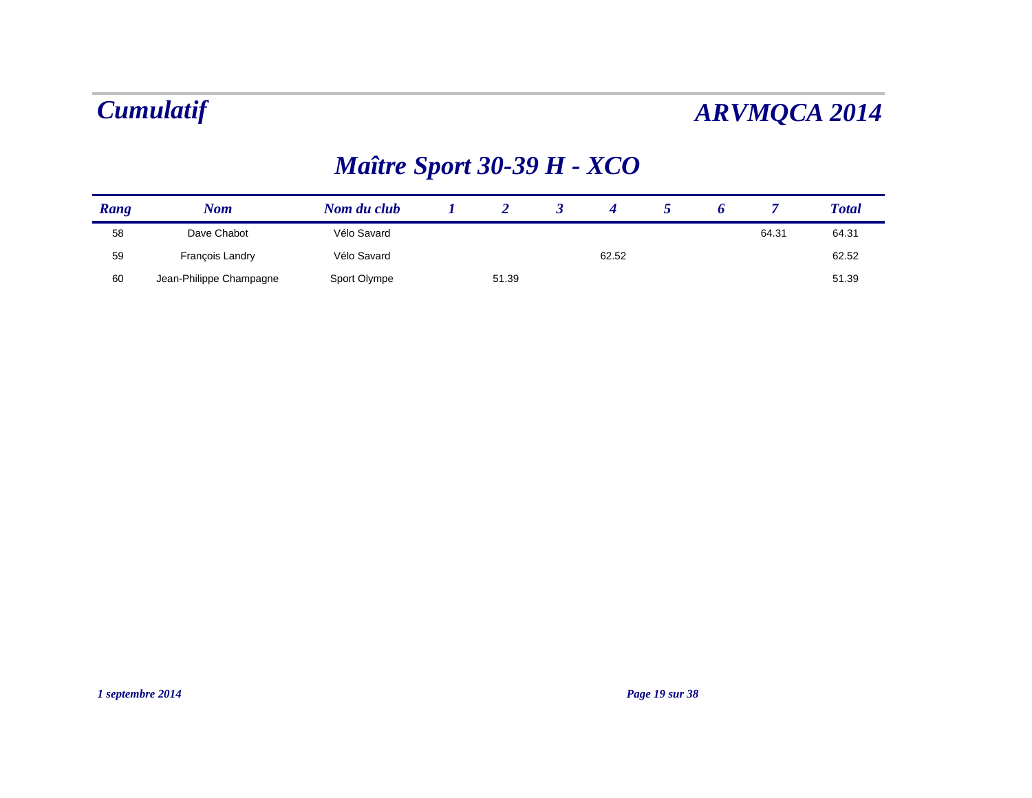# Cumulatif

# ARVMQCA 2014

## Maître Sport 30-39 H - XCO

| Rang | Nom | Nom du club | 1 | 2 | 3 | 4 | 5 | 6 | 7 | Total |
|---|---|---|---|---|---|---|---|---|---|---|
| 58 | Dave Chabot | Vélo Savard | | | | | | | 64.31 | 64.31 |
| 59 | François Landry | Vélo Savard | | | | 62.52 | | | | 62.52 |
| 60 | Jean-Philippe Champagne | Sport Olympe | | 51.39 | | | | | | 51.39 |

*1 septembre 2014*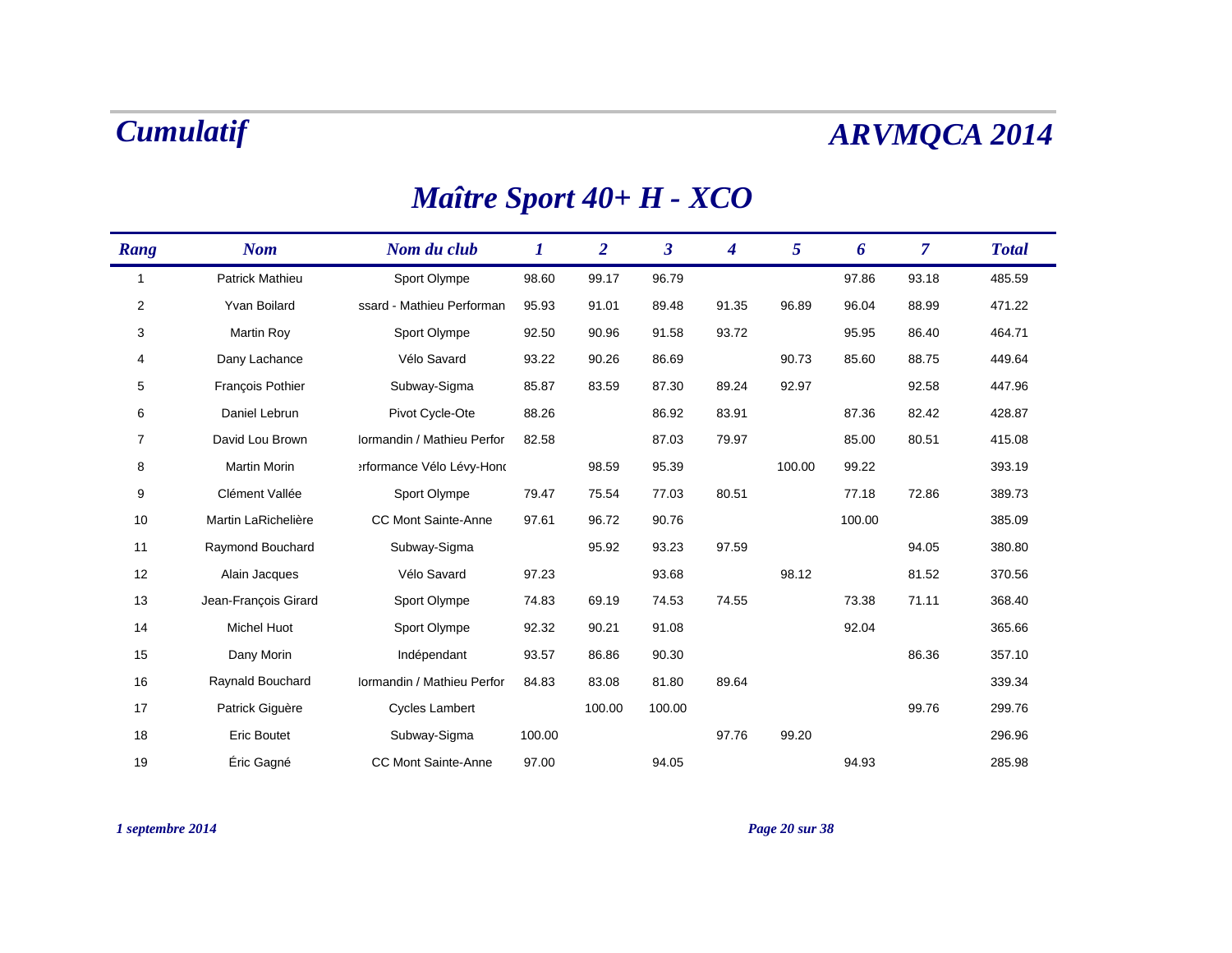# Cumulatif

# ARVMQCA 2014

## Maître Sport 40+ H - XCO

| Rang | Nom | Nom du club | 1 | 2 | 3 | 4 | 5 | 6 | 7 | Total |
|---|---|---|---|---|---|---|---|---|---|---|
| 1 | Patrick Mathieu | Sport Olympe | 98.60 | 99.17 | 96.79 | | | 97.86 | 93.18 | 485.59 |
| 2 | Yvan Boilard | ssard - Mathieu Performan | 95.93 | 91.01 | 89.48 | 91.35 | 96.89 | 96.04 | 88.99 | 471.22 |
| 3 | Martin Roy | Sport Olympe | 92.50 | 90.96 | 91.58 | 93.72 | | 95.95 | 86.40 | 464.71 |
| 4 | Dany Lachance | Vélo Savard | 93.22 | 90.26 | 86.69 | | 90.73 | 85.60 | 88.75 | 449.64 |
| 5 | François Pothier | Subway-Sigma | 85.87 | 83.59 | 87.30 | 89.24 | 92.97 | | 92.58 | 447.96 |
| 6 | Daniel Lebrun | Pivot Cycle-Ote | 88.26 | | 86.92 | 83.91 | | 87.36 | 82.42 | 428.87 |
| 7 | David Lou Brown | lormandin / Mathieu Perfor | 82.58 | | 87.03 | 79.97 | | 85.00 | 80.51 | 415.08 |
| 8 | Martin Morin | erformance Vélo Lévy-Hond | | 98.59 | 95.39 | | 100.00 | 99.22 | | 393.19 |
| 9 | Clément Vallée | Sport Olympe | 79.47 | 75.54 | 77.03 | 80.51 | | 77.18 | 72.86 | 389.73 |
| 10 | Martin LaRichelière | CC Mont Sainte-Anne | 97.61 | 96.72 | 90.76 | | | 100.00 | | 385.09 |
| 11 | Raymond Bouchard | Subway-Sigma | | 95.92 | 93.23 | 97.59 | | | 94.05 | 380.80 |
| 12 | Alain Jacques | Vélo Savard | 97.23 | | 93.68 | | 98.12 | | 81.52 | 370.56 |
| 13 | Jean-François Girard | Sport Olympe | 74.83 | 69.19 | 74.53 | 74.55 | | 73.38 | 71.11 | 368.40 |
| 14 | Michel Huot | Sport Olympe | 92.32 | 90.21 | 91.08 | | | 92.04 | | 365.66 |
| 15 | Dany Morin | Indépendant | 93.57 | 86.86 | 90.30 | | | | 86.36 | 357.10 |
| 16 | Raynald Bouchard | lormandin / Mathieu Perfor | 84.83 | 83.08 | 81.80 | 89.64 | | | | 339.34 |
| 17 | Patrick Siguère | Cycles Lambert | | 100.00 | 100.00 | | | | 99.76 | 299.76 |
| 18 | Eric Boutet | Subway-Sigma | 100.00 | | | 97.76 | 99.20 | | | 296.96 |
| 19 | Éric Gagné | CC Mont Sainte-Anne | 97.00 | | 94.05 | | | 94.93 | | 285.98 |

*1 septembre 2014*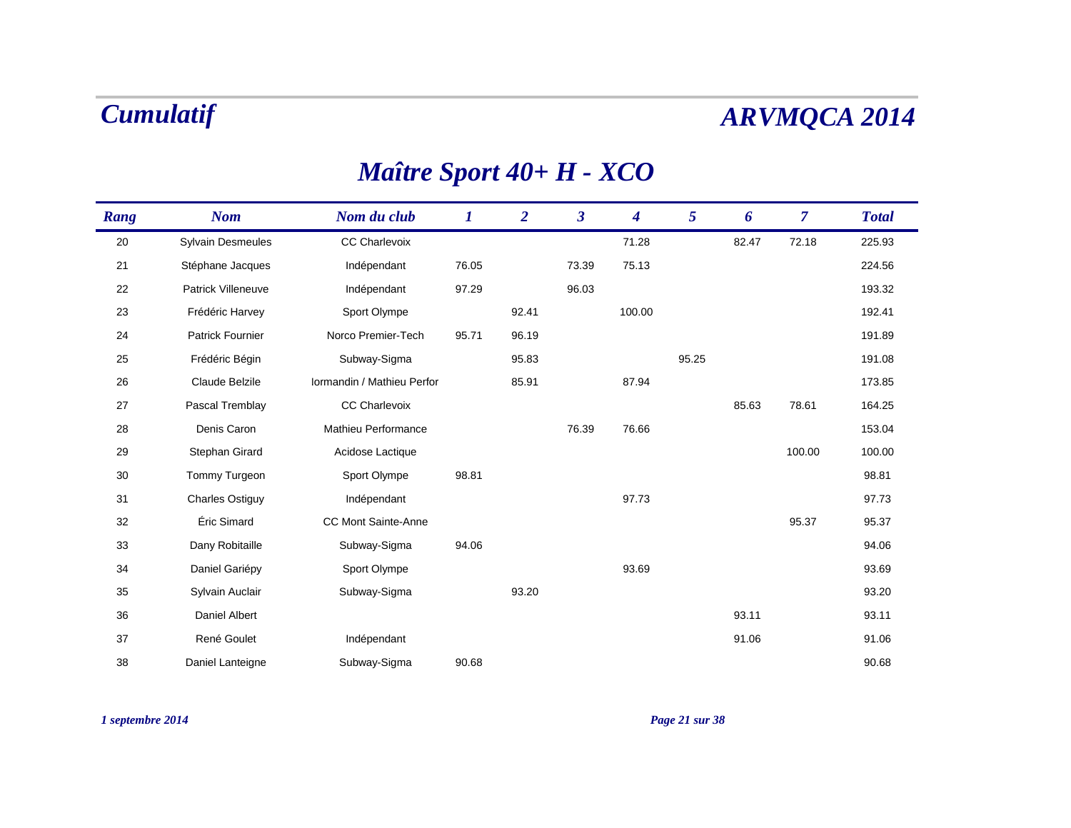# Cumulatif

# ARVMQCA 2014

## Maître Sport 40+ H - XCO

| Rang | Nom | Nom du club | 1 | 2 | 3 | 4 | 5 | 6 | 7 | Total |
|---|---|---|---|---|---|---|---|---|---|---|
| 20 | Sylvain Desmeules | CC Charlevoix | | | | 71.28 | | 82.47 | 72.18 | 225.93 |
| 21 | Stéphane Jacques | Indépendant | 76.05 | | 73.39 | 75.13 | | | | 224.56 |
| 22 | Patrick Villeneuve | Indépendant | 97.29 | | 96.03 | | | | | 193.32 |
| 23 | Frédéric Harvey | Sport Olympe | | 92.41 | | 100.00 | | | | 192.41 |
| 24 | Patrick Fournier | Norco Premier-Tech | 95.71 | 96.19 | | | | | | 191.89 |
| 25 | Frédéric Bégin | Subway-Sigma | | 95.83 | | | 95.25 | | | 191.08 |
| 26 | Claude Belzile | Iormandin / Mathieu Perfor | | 85.91 | | 87.94 | | | | 173.85 |
| 27 | Pascal Tremblay | CC Charlevoix | | | | | | 85.63 | 78.61 | 164.25 |
| 28 | Denis Caron | Mathieu Performance | | | 76.39 | 76.66 | | | | 153.04 |
| 29 | Stephan Girard | Acidose Lactique | | | | | | | 100.00 | 100.00 |
| 30 | Tommy Turgeon | Sport Olympe | 98.81 | | | | | | | 98.81 |
| 31 | Charles Ostiguy | Indépendant | | | | 97.73 | | | | 97.73 |
| 32 | Éric Simard | CC Mont Sainte-Anne | | | | | | | 95.37 | 95.37 |
| 33 | Dany Robitaille | Subway-Sigma | 94.06 | | | | | | | 94.06 |
| 34 | Daniel Gariépy | Sport Olympe | | | | 93.69 | | | | 93.69 |
| 35 | Sylvain Auclair | Subway-Sigma | | 93.20 | | | | | | 93.20 |
| 36 | Daniel Albert | | | | | | | 93.11 | | 93.11 |
| 37 | René Goulet | Indépendant | | | | | | 91.06 | | 91.06 |
| 38 | Daniel Lanteigne | Subway-Sigma | 90.68 | | | | | | | 90.68 |

*1 septembre 2014*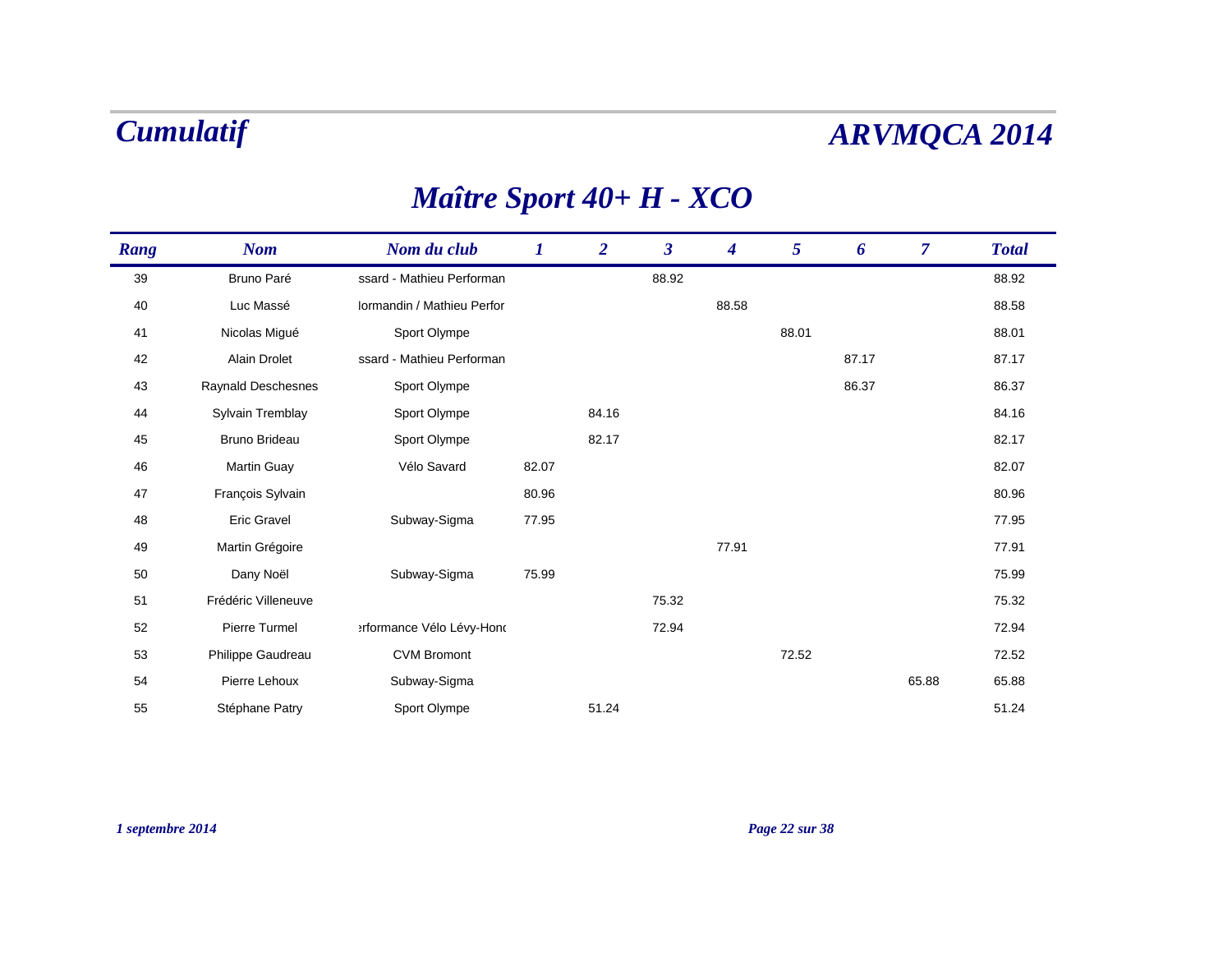# Cumulatif

# ARVMQCA 2014

## Maître Sport 40+ H - XCO

| Rang | Nom | Nom du club | 1 | 2 | 3 | 4 | 5 | 6 | 7 | Total |
|---|---|---|---|---|---|---|---|---|---|---|
| 39 | Bruno Paré | ssard - Mathieu Performan | | | 88.92 | | | | | 88.92 |
| 40 | Luc Massé | lormandin / Mathieu Perfor | | | | 88.58 | | | | 88.58 |
| 41 | Nicolas Migué | Sport Olympe | | | | | 88.01 | | | 88.01 |
| 42 | Alain Drolet | ssard - Mathieu Performan | | | | | | 87.17 | | 87.17 |
| 43 | Raynald Deschesnes | Sport Olympe | | | | | | 86.37 | | 86.37 |
| 44 | Sylvain Tremblay | Sport Olympe | | 84.16 | | | | | | 84.16 |
| 45 | Bruno Brideau | Sport Olympe | | 82.17 | | | | | | 82.17 |
| 46 | Martin Guay | Vélo Savard | 82.07 | | | | | | | 82.07 |
| 47 | François Sylvain | | 80.96 | | | | | | | 80.96 |
| 48 | Eric Gravel | Subway-Sigma | 77.95 | | | | | | | 77.95 |
| 49 | Martin Grégoire | | | | | 77.91 | | | | 77.91 |
| 50 | Dany Noël | Subway-Sigma | 75.99 | | | | | | | 75.99 |
| 51 | Frédéric Villeneuve | | | | 75.32 | | | | | 75.32 |
| 52 | Pierre Turmel | erformance Vélo Lévy-Honc | | | 72.94 | | | | | 72.94 |
| 53 | Philippe Gaudreau | CVM Bromont | | | | | 72.52 | | | 72.52 |
| 54 | Pierre Lehoux | Subway-Sigma | | | | | | | 65.88 | 65.88 |
| 55 | Stéphane Patry | Sport Olympe | | 51.24 | | | | | | 51.24 |

*1 septembre 2014*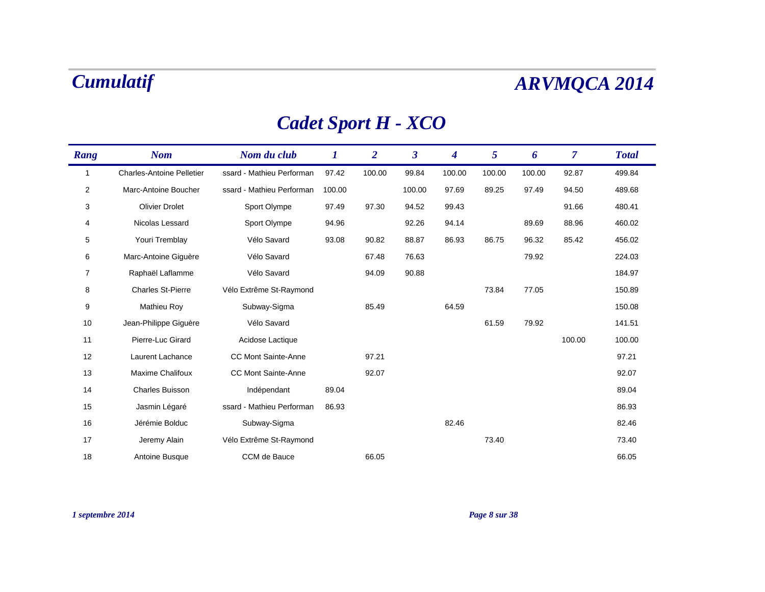# Cumulatif

# ARVMQCA 2014

## Cadet Sport H - XCO

| Rang | Nom | Nom du club | 1 | 2 | 3 | 4 | 5 | 6 | 7 | Total |
|---|---|---|---|---|---|---|---|---|---|---|
| 1 | Charles-Antoine Pelletier | ssard - Mathieu Performan | 97.42 | 100.00 | 99.84 | 100.00 | 100.00 | 100.00 | 92.87 | 499.84 |
| 2 | Marc-Antoine Boucher | ssard - Mathieu Performan | 100.00 | | 100.00 | 97.69 | 89.25 | 97.49 | 94.50 | 489.68 |
| 3 | Olivier Drolet | Sport Olympe | 97.49 | 97.30 | 94.52 | 99.43 | | | 91.66 | 480.41 |
| 4 | Nicolas Lessard | Sport Olympe | 94.96 | | 92.26 | 94.14 | | 89.69 | 88.96 | 460.02 |
| 5 | Youri Tremblay | Vélo Savard | 93.08 | 90.82 | 88.87 | 86.93 | 86.75 | 96.32 | 85.42 | 456.02 |
| 6 | Marc-Antoine Giguère | Vélo Savard | | 67.48 | 76.63 | | | 79.92 | | 224.03 |
| 7 | Raphaël Laflamme | Vélo Savard | | 94.09 | 90.88 | | | | | 184.97 |
| 8 | Charles St-Pierre | Vélo Extrême St-Raymond | | | | | 73.84 | 77.05 | | 150.89 |
| 9 | Mathieu Roy | Subway-Sigma | | 85.49 | | 64.59 | | | | 150.08 |
| 10 | Jean-Philippe Giguère | Vélo Savard | | | | | 61.59 | 79.92 | | 141.51 |
| 11 | Pierre-Luc Girard | Acidose Lactique | | | | | | | 100.00 | 100.00 |
| 12 | Laurent Lachance | CC Mont Sainte-Anne | | 97.21 | | | | | | 97.21 |
| 13 | Maxime Chalifoux | CC Mont Sainte-Anne | | 92.07 | | | | | | 92.07 |
| 14 | Charles Buisson | Indépendant | 89.04 | | | | | | | 89.04 |
| 15 | Jasmin Légaré | ssard - Mathieu Performan | 86.93 | | | | | | | 86.93 |
| 16 | Jérémie Bolduc | Subway-Sigma | | | | 82.46 | | | | 82.46 |
| 17 | Jeremy Alain | Vélo Extrême St-Raymond | | | | | 73.40 | | | 73.40 |
| 18 | Antoine Busque | CCM de Bauce | | 66.05 | | | | | | 66.05 |

*1 septembre 2014*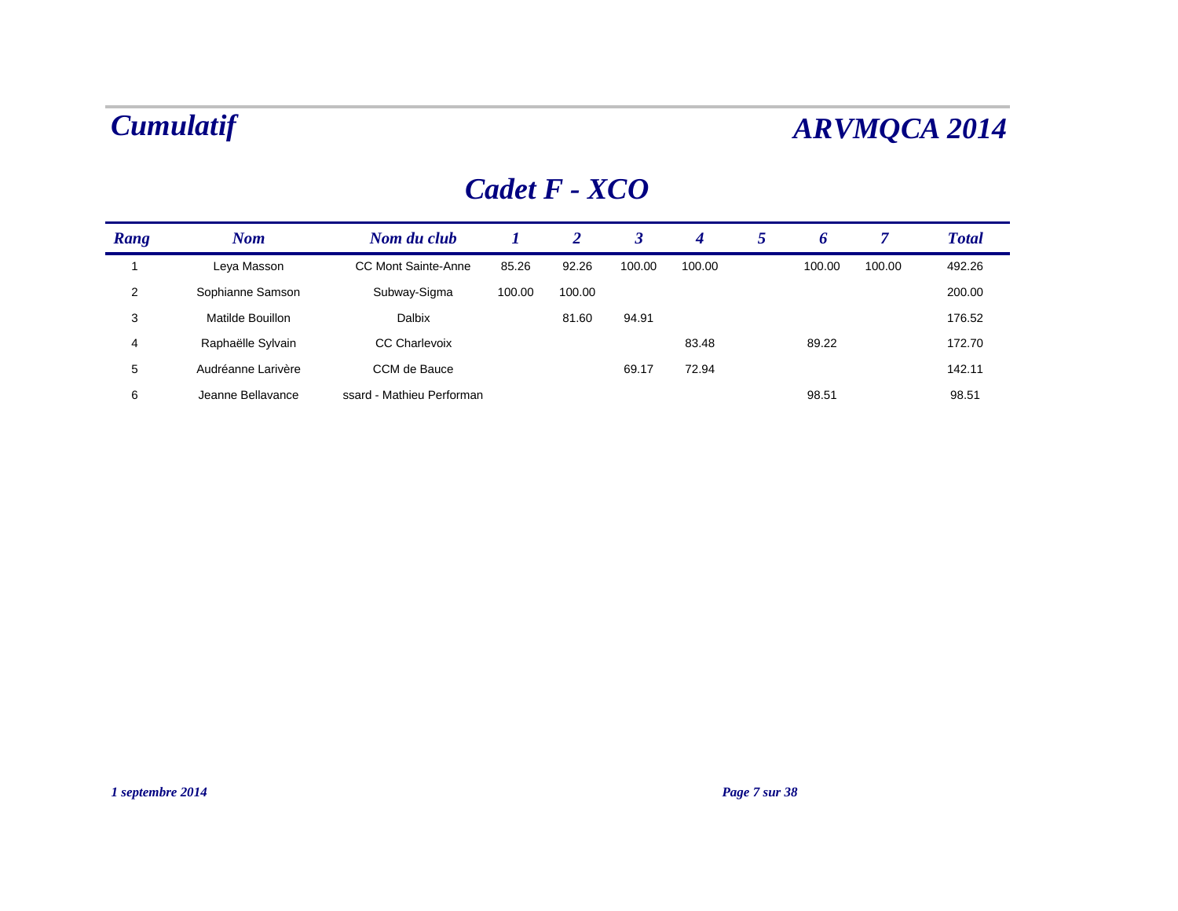# Cumulatif

# ARVMQCA 2014

## Cadet F - XCO

| Rang | Nom | Nom du club | 1 | 2 | 3 | 4 | 5 | 6 | 7 | Total |
|---|---|---|---|---|---|---|---|---|---|---|
| 1 | Leya Masson | CC Mont Sainte-Anne | 85.26 | 92.26 | 100.00 | 100.00 | | 100.00 | 100.00 | 492.26 |
| 2 | Sophianne Samson | Subway-Sigma | 100.00 | 100.00 | | | | | | 200.00 |
| 3 | Matilde Bouillon | Dalbix | | 81.60 | 94.91 | | | | | 176.52 |
| 4 | Raphaëlle Sylvain | CC Charlevoix | | | | 83.48 | | 89.22 | | 172.70 |
| 5 | Audréanne Larivère | CCM de Bauce | | | 69.17 | 72.94 | | | | 142.11 |
| 6 | Jeanne Bellavance | ssard - Mathieu Performan | | | | | | 98.51 | | 98.51 |

*1 septembre 2014*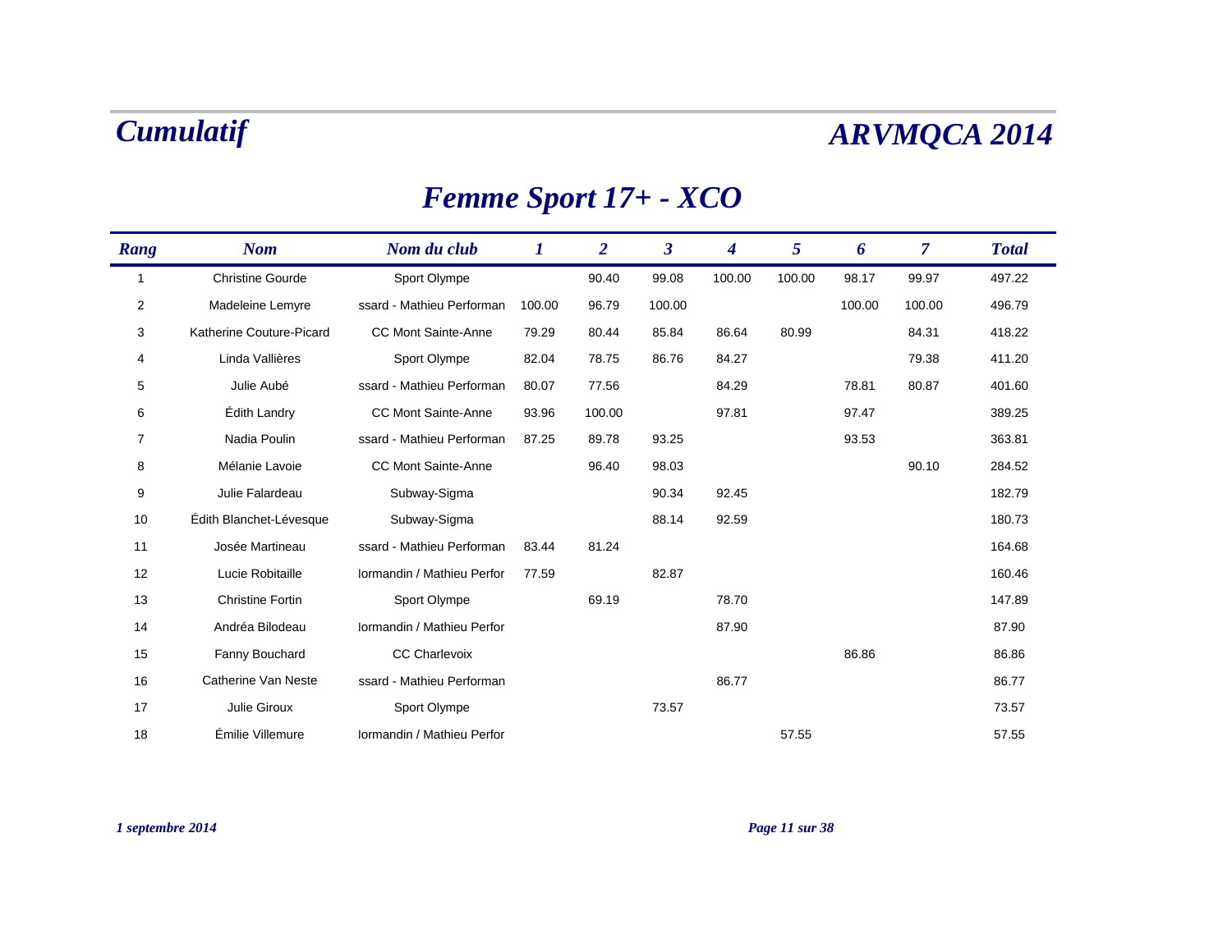# Cumulatif

# ARVMQCA 2014

## Femme Sport 17+ - XCO

| Rang | Nom | Nom du club | 1 | 2 | 3 | 4 | 5 | 6 | 7 | Total |
|---|---|---|---|---|---|---|---|---|---|---|
| 1 | Christine Gourde | Sport Olympe | | 90.40 | 99.08 | 100.00 | 100.00 | 98.17 | 99.97 | 497.22 |
| 2 | Madeleine Lemyre | ssard - Mathieu Performan | 100.00 | 96.79 | 100.00 | | | 100.00 | 100.00 | 496.79 |
| 3 | Katherine Couture-Picard | CC Mont Sainte-Anne | 79.29 | 80.44 | 85.84 | 86.64 | 80.99 | | 84.31 | 418.22 |
| 4 | Linda Vallières | Sport Olympe | 82.04 | 78.75 | 86.76 | 84.27 | | | 79.38 | 411.20 |
| 5 | Julie Aubé | ssard - Mathieu Performan | 80.07 | 77.56 | | 84.29 | | 78.81 | 80.87 | 401.60 |
| 6 | Édith Landry | CC Mont Sainte-Anne | 93.96 | 100.00 | | 97.81 | | 97.47 | | 389.25 |
| 7 | Nadia Poulin | ssard - Mathieu Performan | 87.25 | 89.78 | 93.25 | | | 93.53 | | 363.81 |
| 8 | Mélanie Lavoie | CC Mont Sainte-Anne | | 96.40 | 98.03 | | | | 90.10 | 284.52 |
| 9 | Julie Falardeau | Subway-Sigma | | | 90.34 | 92.45 | | | | 182.79 |
| 10 | Édith Blanchet-Lévesque | Subway-Sigma | | | 88.14 | 92.59 | | | | 180.73 |
| 11 | Josée Martineau | ssard - Mathieu Performan | 83.44 | 81.24 | | | | | | 164.68 |
| 12 | Lucie Robitaille | lormandin / Mathieu Perfor | 77.59 | | 82.87 | | | | | 160.46 |
| 13 | Christine Fortin | Sport Olympe | | 69.19 | | 78.70 | | | | 147.89 |
| 14 | Andréa Bilodeau | lormandin / Mathieu Perfor | | | | 87.90 | | | | 87.90 |
| 15 | Fanny Bouchard | CC Charlevoix | | | | | | 86.86 | | 86.86 |
| 16 | Catherine Van Neste | ssard - Mathieu Performan | | | | 86.77 | | | | 86.77 |
| 17 | Julie Giroux | Sport Olympe | | | 73.57 | | | | | 73.57 |
| 18 | Émilie Villemure | lormandin / Mathieu Perfor | | | | | 57.55 | | | 57.55 |

*1 septembre 2014*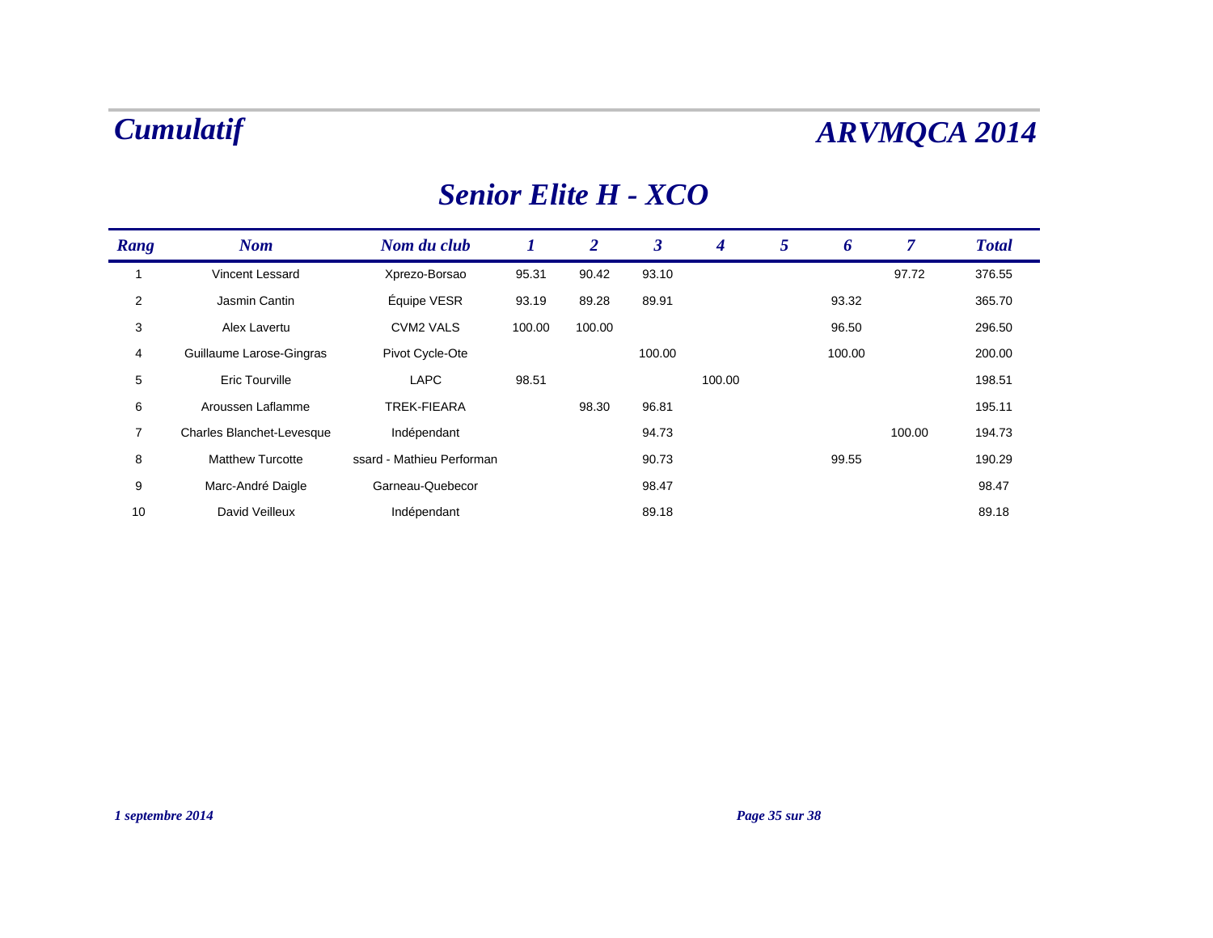# Cumulatif

# ARVMQCA 2014

## Senior Elite H - XCO

| Rang | Nom | Nom du club | 1 | 2 | 3 | 4 | 5 | 6 | 7 | Total |
|---|---|---|---|---|---|---|---|---|---|---|
| 1 | Vincent Lessard | Xprezo-Borsao | 95.31 | 90.42 | 93.10 | | | | 97.72 | 376.55 |
| 2 | Jasmin Cantin | Équipe VESR | 93.19 | 89.28 | 89.91 | | | 93.32 | | 365.70 |
| 3 | Alex Lavertu | CVM2 VALS | 100.00 | 100.00 | | | | 96.50 | | 296.50 |
| 4 | Guillaume Larose-Gingras | Pivot Cycle-Ote | | | 100.00 | | | 100.00 | | 200.00 |
| 5 | Eric Tourville | LAPC | 98.51 | | | 100.00 | | | | 198.51 |
| 6 | Aroussen Laflamme | TREK-FIEARA | | 98.30 | 96.81 | | | | | 195.11 |
| 7 | Charles Blanchet-Levesque | Indépendant | | | 94.73 | | | | 100.00 | 194.73 |
| 8 | Matthew Turcotte | ssard - Mathieu Performan | | | 90.73 | | | 99.55 | | 190.29 |
| 9 | Marc-André Daigle | Garneau-Quebecor | | | 98.47 | | | | | 98.47 |
| 10 | David Veilleux | Indépendant | | | 89.18 | | | | | 89.18 |

*1 septembre 2014*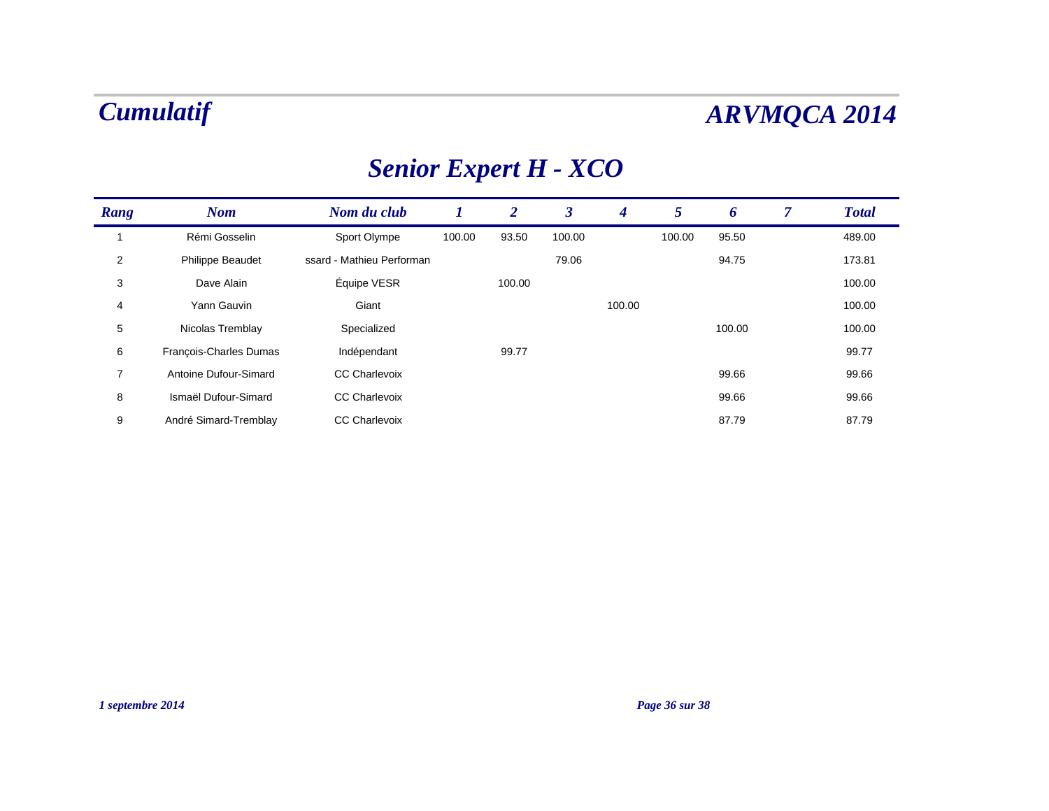# Cumulatif

# ARVMQCA 2014

## Senior Expert H - XCO

| Rang | Nom | Nom du club | 1 | 2 | 3 | 4 | 5 | 6 | 7 | Total |
|---|---|---|---|---|---|---|---|---|---|---|
| 1 | Rémi Gosselin | Sport Olympe | 100.00 | 93.50 | 100.00 | | 100.00 | 95.50 | | 489.00 |
| 2 | Philippe Beaudet | ssard - Mathieu Performan | | | 79.06 | | | 94.75 | | 173.81 |
| 3 | Dave Alain | Équipe VESR | | 100.00 | | | | | | 100.00 |
| 4 | Yann Gauvin | Giant | | | | 100.00 | | | | 100.00 |
| 5 | Nicolas Tremblay | Specialized | | | | | | 100.00 | | 100.00 |
| 6 | François-Charles Dumas | Indépendant | | 99.77 | | | | | | 99.77 |
| 7 | Antoine Dufour-Simard | CC Charlevoix | | | | | | 99.66 | | 99.66 |
| 8 | Ismaël Dufour-Simard | CC Charlevoix | | | | | | 99.66 | | 99.66 |
| 9 | André Simard-Tremblay | CC Charlevoix | | | | | | 87.79 | | 87.79 |

*1 septembre 2014*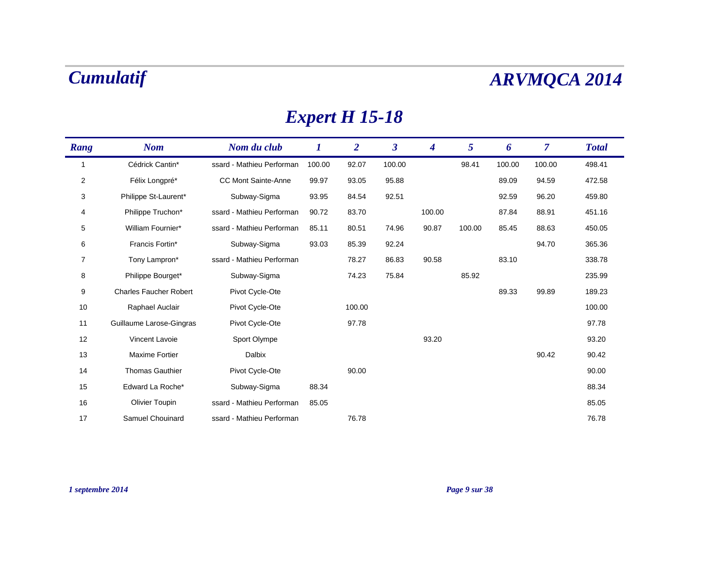# Cumulatif

# ARVMQCA 2014

## Expert H 15-18

| Rang | Nom | Nom du club | 1 | 2 | 3 | 4 | 5 | 6 | 7 | Total |
|---|---|---|---|---|---|---|---|---|---|---|
| 1 | Cédrick Cantin* | ssard - Mathieu Performan | 100.00 | 92.07 | 100.00 | | 98.41 | 100.00 | 100.00 | 498.41 |
| 2 | Félix Longpré* | CC Mont Sainte-Anne | 99.97 | 93.05 | 95.88 | | | 89.09 | 94.59 | 472.58 |
| 3 | Philippe St-Laurent* | Subway-Sigma | 93.95 | 84.54 | 92.51 | | | 92.59 | 96.20 | 459.80 |
| 4 | Philippe Truchon* | ssard - Mathieu Performan | 90.72 | 83.70 | | 100.00 | | 87.84 | 88.91 | 451.16 |
| 5 | William Fournier* | ssard - Mathieu Performan | 85.11 | 80.51 | 74.96 | 90.87 | 100.00 | 85.45 | 88.63 | 450.05 |
| 6 | Francis Fortin* | Subway-Sigma | 93.03 | 85.39 | 92.24 | | | | 94.70 | 365.36 |
| 7 | Tony Lampron* | ssard - Mathieu Performan | | 78.27 | 86.83 | 90.58 | | 83.10 | | 338.78 |
| 8 | Philippe Bourget* | Subway-Sigma | | 74.23 | 75.84 | | 85.92 | | | 235.99 |
| 9 | Charles Faucher Robert | Pivot Cycle-Ote | | | | | | 89.33 | 99.89 | 189.23 |
| 10 | Raphael Auclair | Pivot Cycle-Ote | | 100.00 | | | | | | 100.00 |
| 11 | Guillaume Larose-Gingras | Pivot Cycle-Ote | | 97.78 | | | | | | 97.78 |
| 12 | Vincent Lavoie | Sport Olympe | | | | 93.20 | | | | 93.20 |
| 13 | Maxime Fortier | Dalbix | | | | | | | 90.42 | 90.42 |
| 14 | Thomas Gauthier | Pivot Cycle-Ote | | 90.00 | | | | | | 90.00 |
| 15 | Edward La Roche* | Subway-Sigma | 88.34 | | | | | | | 88.34 |
| 16 | Olivier Toupin | ssard - Mathieu Performan | 85.05 | | | | | | | 85.05 |
| 17 | Samuel Chouinard | ssard - Mathieu Performan | | 76.78 | | | | | | 76.78 |

*1 septembre 2014*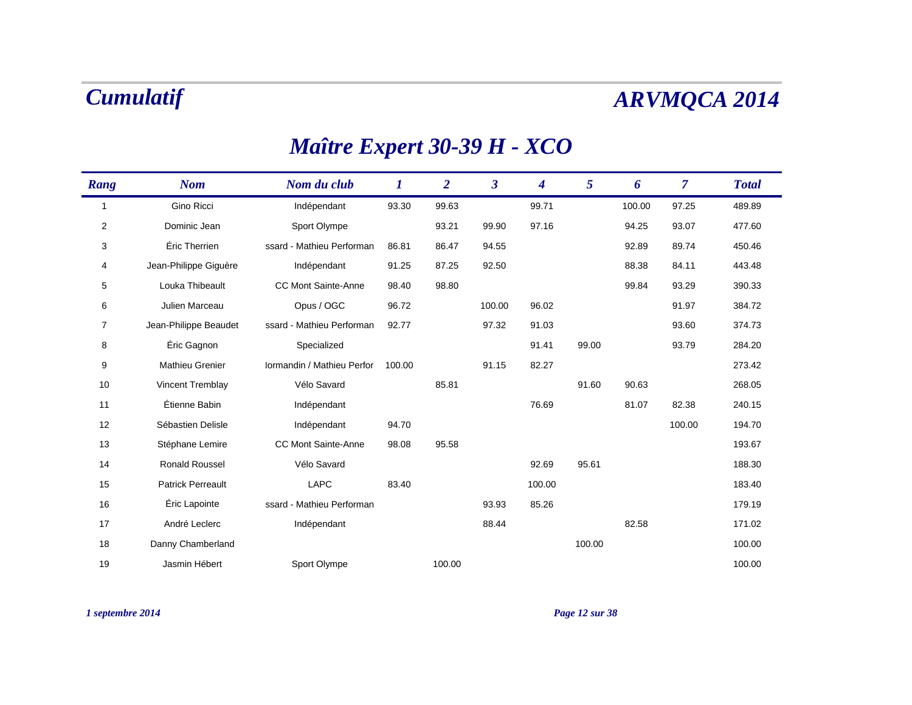# Cumulatif

# ARVMQCA 2014

## Maître Expert 30-39 H - XCO

| Rang | Nom | Nom du club | 1 | 2 | 3 | 4 | 5 | 6 | 7 | Total |
|---|---|---|---|---|---|---|---|---|---|---|
| 1 | Gino Ricci | Indépendant | 93.30 | 99.63 | | 99.71 | | 100.00 | 97.25 | 489.89 |
| 2 | Dominic Jean | Sport Olympe | | 93.21 | 99.90 | 97.16 | | 94.25 | 93.07 | 477.60 |
| 3 | Éric Therrien | ssard - Mathieu Performan | 86.81 | 86.47 | 94.55 | | | 92.89 | 89.74 | 450.46 |
| 4 | Jean-Philippe Giguère | Indépendant | 91.25 | 87.25 | 92.50 | | | 88.38 | 84.11 | 443.48 |
| 5 | Louka Thibeault | CC Mont Sainte-Anne | 98.40 | 98.80 | | | | 99.84 | 93.29 | 390.33 |
| 6 | Julien Marceau | Opus / OGC | 96.72 | | 100.00 | 96.02 | | | 91.97 | 384.72 |
| 7 | Jean-Philippe Beaudet | ssard - Mathieu Performan | 92.77 | | 97.32 | 91.03 | | | 93.60 | 374.73 |
| 8 | Éric Gagnon | Specialized | | | | 91.41 | 99.00 | | 93.79 | 284.20 |
| 9 | Mathieu Grenier | lormandin / Mathieu Perfor | 100.00 | | 91.15 | 82.27 | | | | 273.42 |
| 10 | Vincent Tremblay | Vélo Savard | | 85.81 | | | 91.60 | 90.63 | | 268.05 |
| 11 | Étienne Babin | Indépendant | | | | 76.69 | | 81.07 | 82.38 | 240.15 |
| 12 | Sébastien Delisle | Indépendant | 94.70 | | | | | | 100.00 | 194.70 |
| 13 | Stéphane Lemire | CC Mont Sainte-Anne | 98.08 | 95.58 | | | | | | 193.67 |
| 14 | Ronald Roussel | Vélo Savard | | | | 92.69 | 95.61 | | | 188.30 |
| 15 | Patrick Perreault | LAPC | 83.40 | | | 100.00 | | | | 183.40 |
| 16 | Éric Lapointe | ssard - Mathieu Performan | | | 93.93 | 85.26 | | | | 179.19 |
| 17 | André Leclerc | Indépendant | | | 88.44 | | | 82.58 | | 171.02 |
| 18 | Danny Chamberland | | | | | | 100.00 | | | 100.00 |
| 19 | Jasmin Hébert | Sport Olympe | | 100.00 | | | | | | 100.00 |

*1 septembre 2014*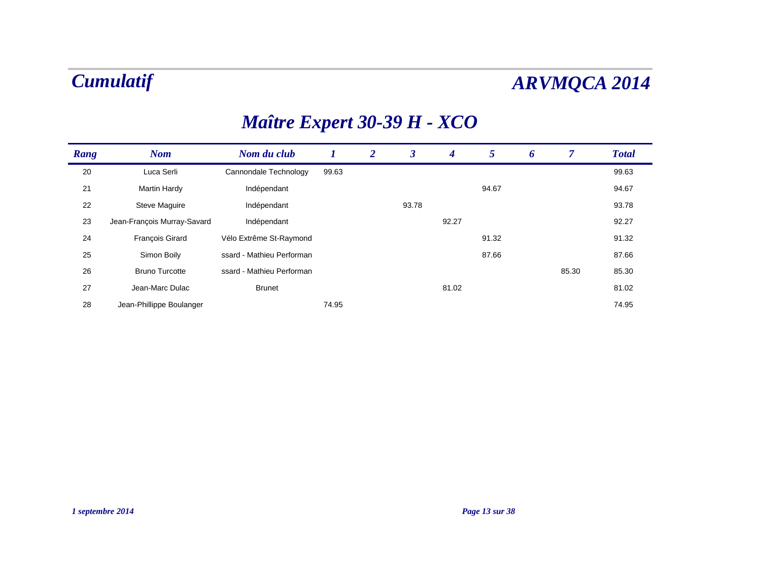# Cumulatif

# ARVMQCA 2014

## Maître Expert 30-39 H - XCO

| Rang | Nom | Nom du club | 1 | 2 | 3 | 4 | 5 | 6 | 7 | Total |
|---|---|---|---|---|---|---|---|---|---|---|
| 20 | Luca Serli | Cannondale Technology | 99.63 | | | | | | | 99.63 |
| 21 | Martin Hardy | Indépendant | | | | | 94.67 | | | 94.67 |
| 22 | Steve Maguire | Indépendant | | | 93.78 | | | | | 93.78 |
| 23 | Jean-François Murray-Savard | Indépendant | | | | 92.27 | | | | 92.27 |
| 24 | François Girard | Vélo Extrême St-Raymond | | | | | 91.32 | | | 91.32 |
| 25 | Simon Boily | ssard - Mathieu Performan | | | | | 87.66 | | | 87.66 |
| 26 | Bruno Turcotte | ssard - Mathieu Performan | | | | | | | 85.30 | 85.30 |
| 27 | Jean-Marc Dulac | Brunet | | | | 81.02 | | | | 81.02 |
| 28 | Jean-Phillippe Boulanger | | 74.95 | | | | | | | 74.95 |

*1 septembre 2014*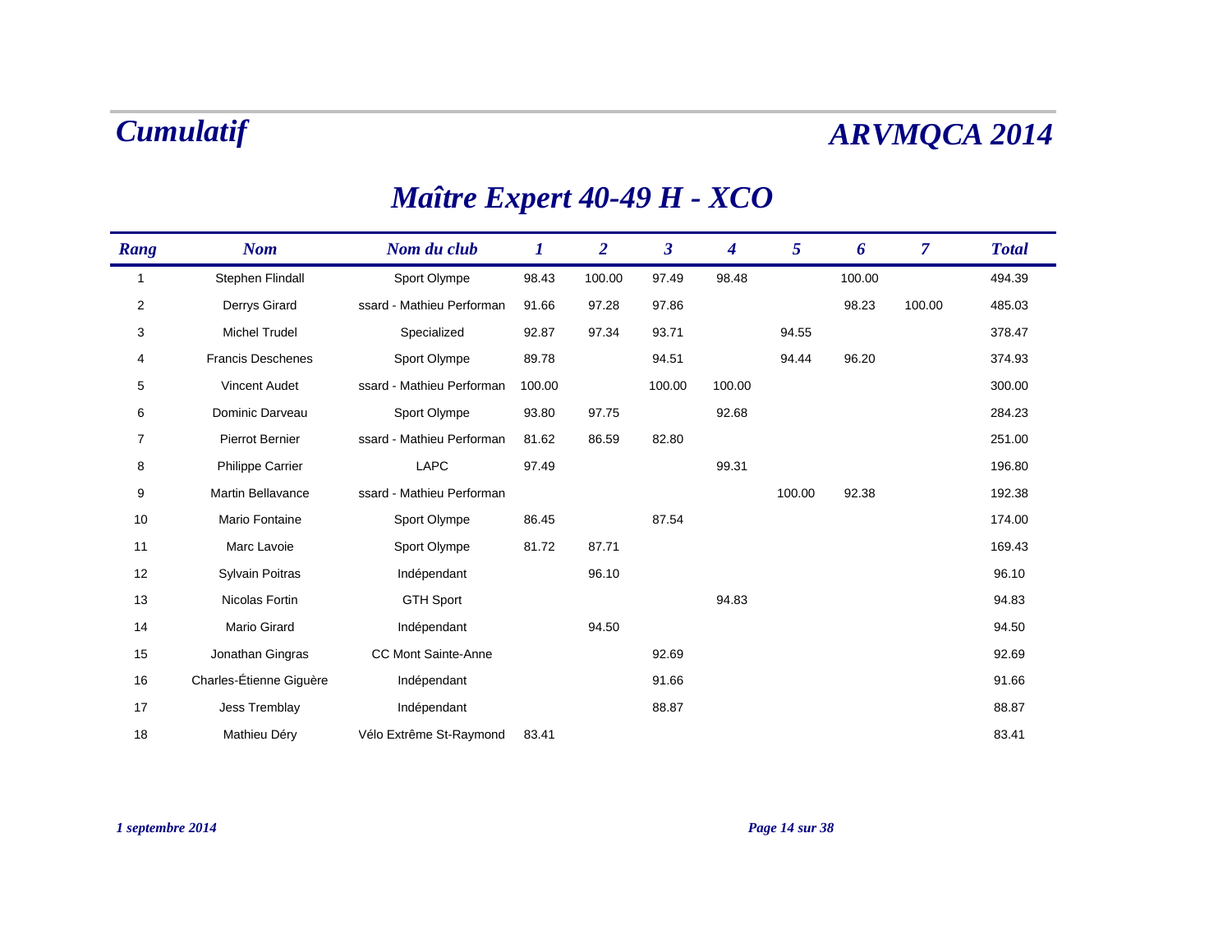# Cumulatif

# ARVMQCA 2014

## Maître Expert 40-49 H - XCO

| Rang | Nom | Nom du club | 1 | 2 | 3 | 4 | 5 | 6 | 7 | Total |
|---|---|---|---|---|---|---|---|---|---|---|
| 1 | Stephen Flindall | Sport Olympe | 98.43 | 100.00 | 97.49 | 98.48 | | 100.00 | | 494.39 |
| 2 | Derrys Girard | ssard - Mathieu Performan | 91.66 | 97.28 | 97.86 | | | 98.23 | 100.00 | 485.03 |
| 3 | Michel Trudel | Specialized | 92.87 | 97.34 | 93.71 | | 94.55 | | | 378.47 |
| 4 | Francis Deschenes | Sport Olympe | 89.78 | | 94.51 | | 94.44 | 96.20 | | 374.93 |
| 5 | Vincent Audet | ssard - Mathieu Performan | 100.00 | | 100.00 | 100.00 | | | | 300.00 |
| 6 | Dominic Darveau | Sport Olympe | 93.80 | 97.75 | | 92.68 | | | | 284.23 |
| 7 | Pierrot Bernier | ssard - Mathieu Performan | 81.62 | 86.59 | 82.80 | | | | | 251.00 |
| 8 | Philippe Carrier | LAPC | 97.49 | | | 99.31 | | | | 196.80 |
| 9 | Martin Bellavance | ssard - Mathieu Performan | | | | | 100.00 | 92.38 | | 192.38 |
| 10 | Mario Fontaine | Sport Olympe | 86.45 | | 87.54 | | | | | 174.00 |
| 11 | Marc Lavoie | Sport Olympe | 81.72 | 87.71 | | | | | | 169.43 |
| 12 | Sylvain Poitras | Indépendant | | 96.10 | | | | | | 96.10 |
| 13 | Nicolas Fortin | GTH Sport | | | | 94.83 | | | | 94.83 |
| 14 | Mario Girard | Indépendant | | 94.50 | | | | | | 94.50 |
| 15 | Jonathan Gingras | CC Mont Sainte-Anne | | | 92.69 | | | | | 92.69 |
| 16 | Charles-Étienne Giguère | Indépendant | | | 91.66 | | | | | 91.66 |
| 17 | Jess Tremblay | Indépendant | | | 88.87 | | | | | 88.87 |
| 18 | Mathieu Déry | Vélo Extrême St-Raymond | 83.41 | | | | | | | 83.41 |

*1 septembre 2014*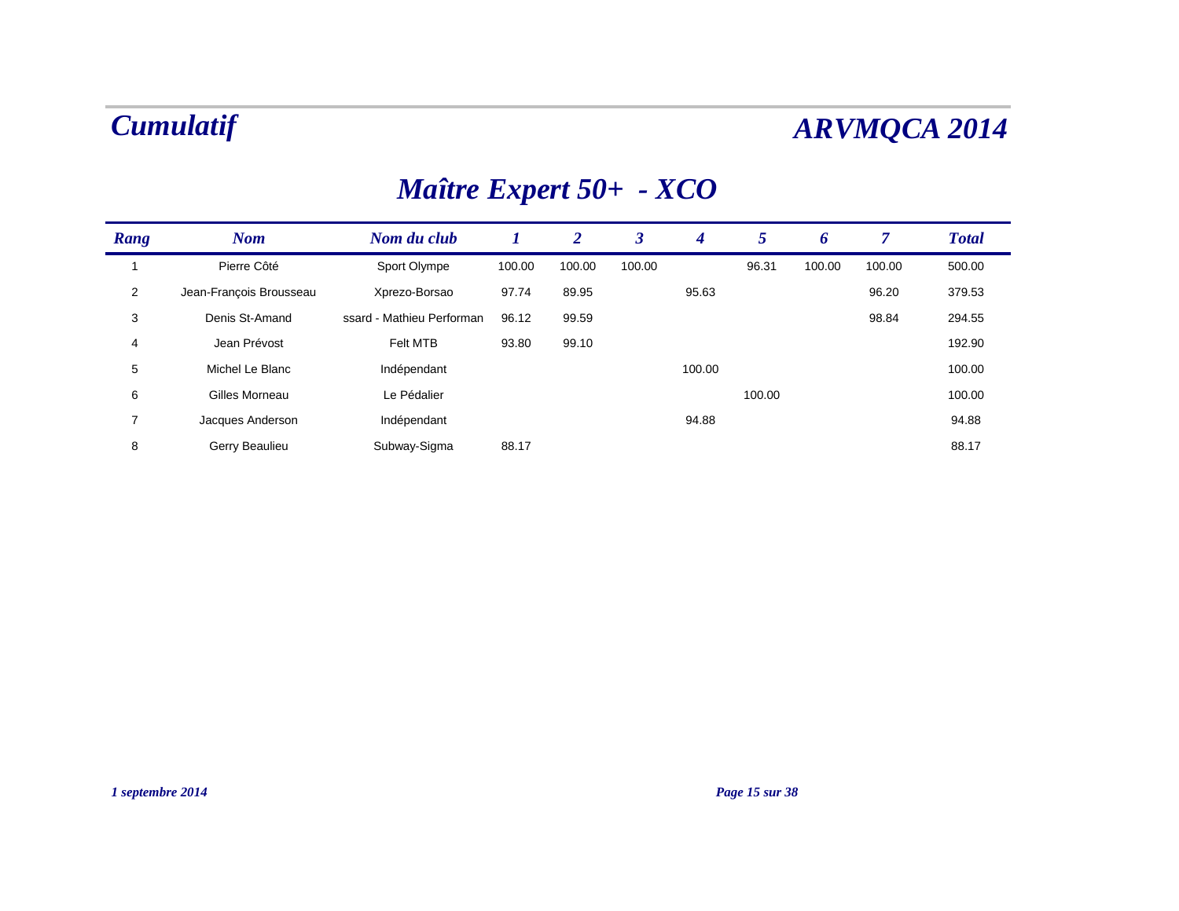# Cumulatif

# ARVMQCA 2014

## Maître Expert 50+ - XCO

| Rang | Nom | Nom du club | 1 | 2 | 3 | 4 | 5 | 6 | 7 | Total |
|---|---|---|---|---|---|---|---|---|---|---|
| 1 | Pierre Côté | Sport Olympe | 100.00 | 100.00 | 100.00 | | 96.31 | 100.00 | 100.00 | 500.00 |
| 2 | Jean-François Brousseau | Xprezo-Borsao | 97.74 | 89.95 | | 95.63 | | | 96.20 | 379.53 |
| 3 | Denis St-Amand | ssard - Mathieu Performan | 96.12 | 99.59 | | | | | 98.84 | 294.55 |
| 4 | Jean Prévost | Felt MTB | 93.80 | 99.10 | | | | | | 192.90 |
| 5 | Michel Le Blanc | Indépendant | | | | 100.00 | | | | 100.00 |
| 6 | Gilles Morneau | Le Pédalier | | | | | 100.00 | | | 100.00 |
| 7 | Jacques Anderson | Indépendant | | | | 94.88 | | | | 94.88 |
| 8 | Gerry Beaulieu | Subway-Sigma | 88.17 | | | | | | | 88.17 |

*1 septembre 2014*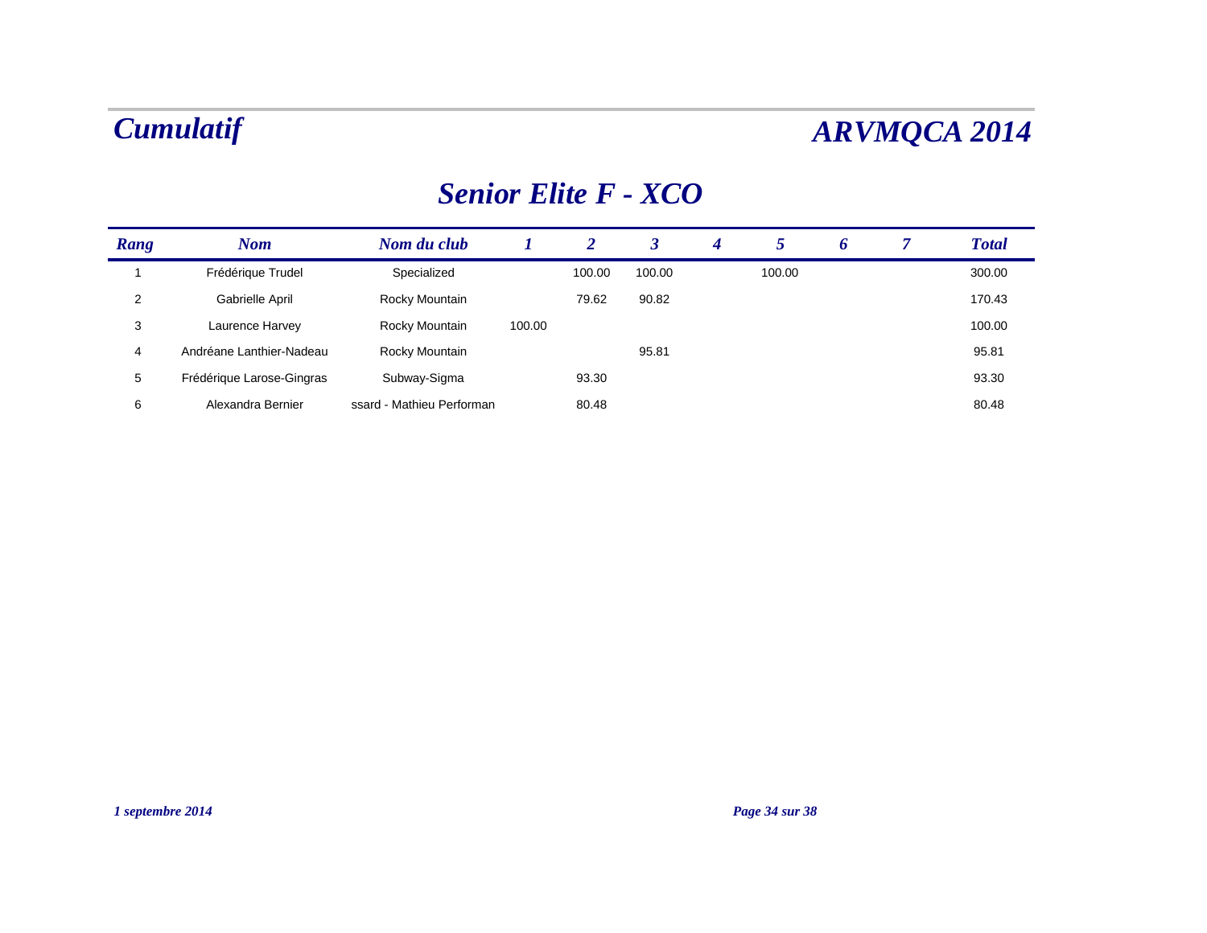# Cumulatif

# ARVMQCA 2014

## Senior Elite F - XCO

| Rang | Nom | Nom du club | 1 | 2 | 3 | 4 | 5 | 6 | 7 | Total |
|---|---|---|---|---|---|---|---|---|---|---|
| 1 | Frédérique Trudel | Specialized | | 100.00 | 100.00 | | 100.00 | | | 300.00 |
| 2 | Gabrielle April | Rocky Mountain | | 79.62 | 90.82 | | | | | 170.43 |
| 3 | Laurence Harvey | Rocky Mountain | 100.00 | | | | | | | 100.00 |
| 4 | Andréane Lanthier-Nadeau | Rocky Mountain | | | 95.81 | | | | | 95.81 |
| 5 | Frédérique Larose-Gingras | Subway-Sigma | | 93.30 | | | | | | 93.30 |
| 6 | Alexandra Bernier | ssard - Mathieu Performan | | 80.48 | | | | | | 80.48 |

*1 septembre 2014*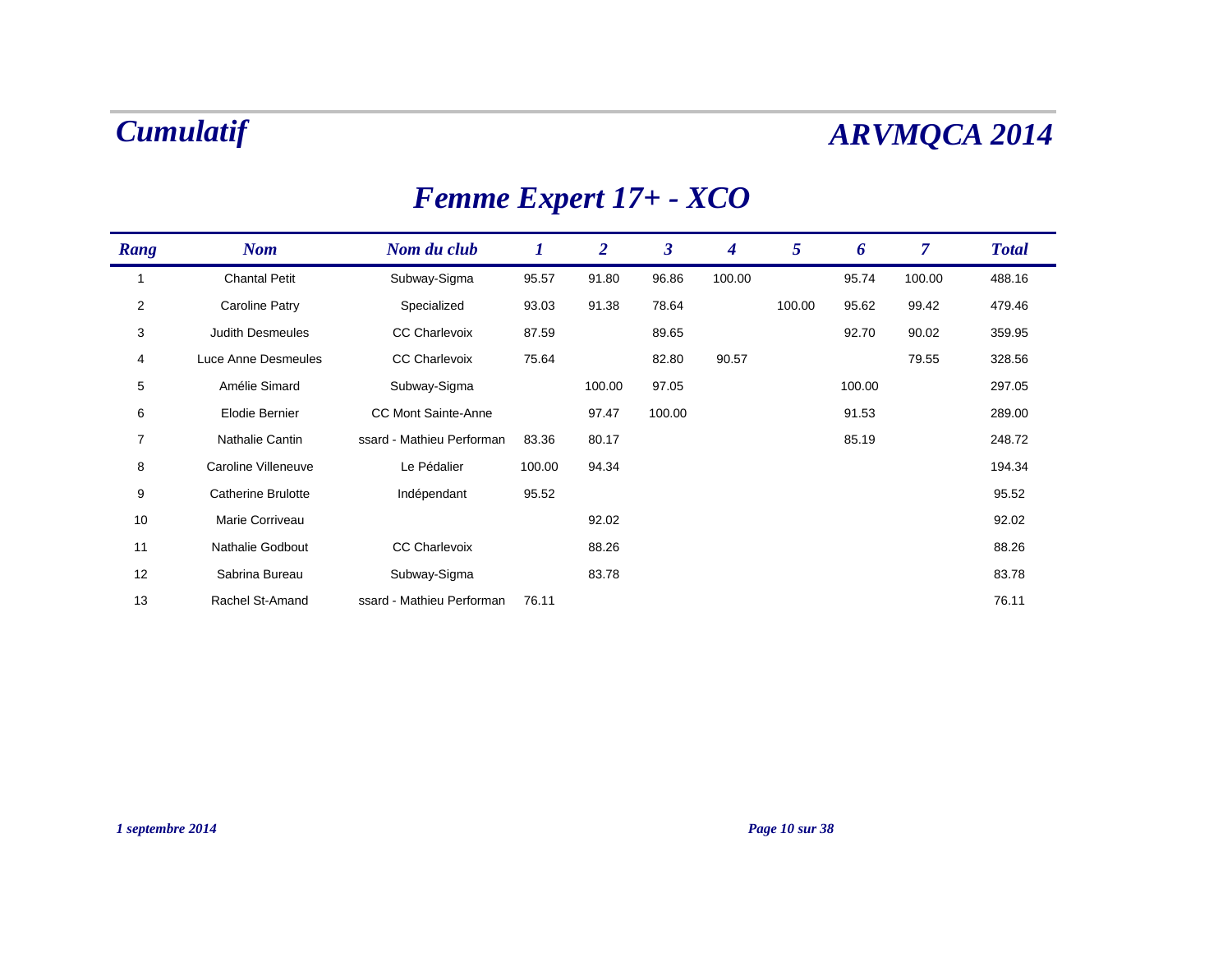# Cumulatif

# ARVMQCA 2014

## Femme Expert 17+ - XCO

| Rang | Nom | Nom du club | 1 | 2 | 3 | 4 | 5 | 6 | 7 | Total |
|---|---|---|---|---|---|---|---|---|---|---|
| 1 | Chantal Petit | Subway-Sigma | 95.57 | 91.80 | 96.86 | 100.00 | | 95.74 | 100.00 | 488.16 |
| 2 | Caroline Patry | Specialized | 93.03 | 91.38 | 78.64 | | 100.00 | 95.62 | 99.42 | 479.46 |
| 3 | Judith Desmeules | CC Charlevoix | 87.59 | | 89.65 | | | 92.70 | 90.02 | 359.95 |
| 4 | Luce Anne Desmeules | CC Charlevoix | 75.64 | | 82.80 | 90.57 | | | 79.55 | 328.56 |
| 5 | Amélie Simard | Subway-Sigma | | 100.00 | 97.05 | | | 100.00 | | 297.05 |
| 6 | Elodie Bernier | CC Mont Sainte-Anne | | 97.47 | 100.00 | | | 91.53 | | 289.00 |
| 7 | Nathalie Cantin | ssard - Mathieu Performan | 83.36 | 80.17 | | | | 85.19 | | 248.72 |
| 8 | Caroline Villeneuve | Le Pédalier | 100.00 | 94.34 | | | | | | 194.34 |
| 9 | Catherine Brulotte | Indépendant | 95.52 | | | | | | | 95.52 |
| 10 | Marie Corriveau | | | 92.02 | | | | | | 92.02 |
| 11 | Nathalie Godbout | CC Charlevoix | | 88.26 | | | | | | 88.26 |
| 12 | Sabrina Bureau | Subway-Sigma | | 83.78 | | | | | | 83.78 |
| 13 | Rachel St-Amand | ssard - Mathieu Performan | 76.11 | | | | | | | 76.11 |

*1 septembre 2014*